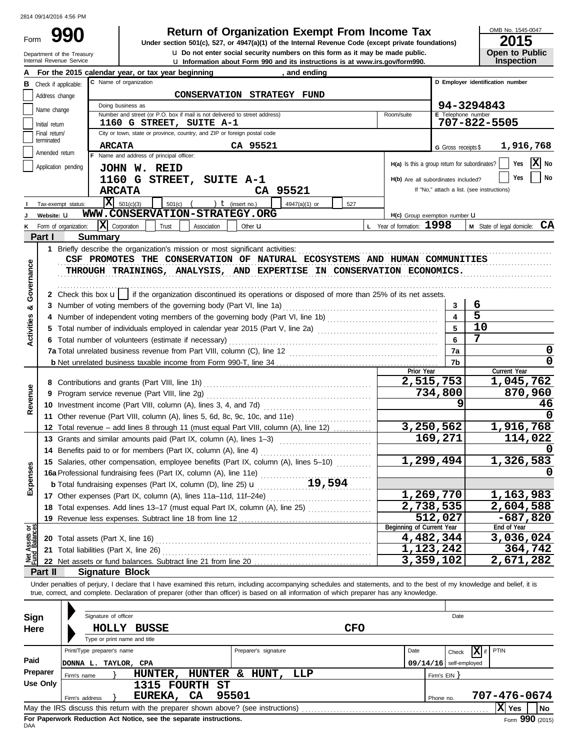# Form 990 — Return of Organization Exempt From Income Tax

Under section 501(c), 527, or 4947(a)(1) of the Internal Revenue Code (except private foundations)

u Do not enter social security numbers on this form as it may be made public.

u Information about Form 990 and its instructions is at www.irs.gov/form990.

Department of the Treasury
Internal Revenue Service

OMB No. 1545-0047

**2015**

**Open to Public Inspection**

**A** For the 2015 calendar year, or tax year beginning , and ending

**B** Check if applicable:
- Address change
- Name change
- Initial return
- Final return/terminated
- Amended return
- Application pending

**C** Name of organization: CONSERVATION STRATEGY FUND

Doing business as

Number and street (or P.O. box if mail is not delivered to street address): 1160 G STREET, SUITE A-1 — Room/suite

City or town, state or province, country, and ZIP or foreign postal code: ARCATA CA 95521

**D** Employer identification number: 94-3294843

**E** Telephone number: 707-822-5505

**G** Gross receipts $ 1,916,768

**F** Name and address of principal officer: JOHN W. REID, 1160 G STREET, SUITE A-1, ARCATA CA 95521

H(a) Is this a group return for subordinates? Yes [ ] No [X]

H(b) Are all subordinates included? Yes [ ] No [ ]
If "No," attach a list. (see instructions)

**I** Tax-exempt status: [X] 501(c)(3) [ ] 501(c) ( ) t (insert no.) [ ] 4947(a)(1) or [ ] 527

**J** Website: u WWW.CONSERVATION-STRATEGY.ORG

H(c) Group exemption number u

**K** Form of organization: [X] Corporation [ ] Trust [ ] Association [ ] Other u

**L** Year of formation: 1998

**M** State of legal domicile: CA

## Part I — Summary

1 Briefly describe the organization's mission or most significant activities:
CSF PROMOTES THE CONSERVATION OF NATURAL ECOSYSTEMS AND HUMAN COMMUNITIES THROUGH TRAININGS, ANALYSIS, AND EXPERTISE IN CONSERVATION ECONOMICS.

2 Check this box u [ ] if the organization discontinued its operations or disposed of more than 25% of its net assets.

**Activities & Governance**

| Line | Description | No. | Value |
|---|---|---|---|
| 3 | Number of voting members of the governing body (Part VI, line 1a) | 3 | 6 |
| 4 | Number of independent voting members of the governing body (Part VI, line 1b) | 4 | 5 |
| 5 | Total number of individuals employed in calendar year 2015 (Part V, line 2a) | 5 | 10 |
| 6 | Total number of volunteers (estimate if necessary) | 6 | 7 |
| 7a | Total unrelated business revenue from Part VIII, column (C), line 12 | 7a | 0 |
| b | Net unrelated business taxable income from Form 990-T, line 34 | 7b | 0 |

| | Line | Description | Prior Year | Current Year |
|---|---|---|---|---|
| Revenue | 8 | Contributions and grants (Part VIII, line 1h) | 2,515,753 | 1,045,762 |
| | 9 | Program service revenue (Part VIII, line 2g) | 734,800 | 870,960 |
| | 10 | Investment income (Part VIII, column (A), lines 3, 4, and 7d) | 9 | 46 |
| | 11 | Other revenue (Part VIII, column (A), lines 5, 6d, 8c, 9c, 10c, and 11e) | | 0 |
| | 12 | Total revenue – add lines 8 through 11 (must equal Part VIII, column (A), line 12) | 3,250,562 | 1,916,768 |
| Expenses | 13 | Grants and similar amounts paid (Part IX, column (A), lines 1–3) | 169,271 | 114,022 |
| | 14 | Benefits paid to or for members (Part IX, column (A), line 4) | | 0 |
| | 15 | Salaries, other compensation, employee benefits (Part IX, column (A), lines 5–10) | 1,299,494 | 1,326,583 |
| | 16a | Professional fundraising fees (Part IX, column (A), line 11e) | | 0 |
| | b | Total fundraising expenses (Part IX, column (D), line 25) u 19,594 | | |
| | 17 | Other expenses (Part IX, column (A), lines 11a–11d, 11f–24e) | 1,269,770 | 1,163,983 |
| | 18 | Total expenses. Add lines 13–17 (must equal Part IX, column (A), line 25) | 2,738,535 | 2,604,588 |
| | 19 | Revenue less expenses. Subtract line 18 from line 12 | 512,027 | -687,820 |
| | | | **Beginning of Current Year** | **End of Year** |
| Net Assets or Fund Balances | 20 | Total assets (Part X, line 16) | 4,482,344 | 3,036,024 |
| | 21 | Total liabilities (Part X, line 26) | 1,123,242 | 364,742 |
| | 22 | Net assets or fund balances. Subtract line 21 from line 20 | 3,359,102 | 2,671,282 |

## Part II — Signature Block

Under penalties of perjury, I declare that I have examined this return, including accompanying schedules and statements, and to the best of my knowledge and belief, it is true, correct, and complete. Declaration of preparer (other than officer) is based on all information of which preparer has any knowledge.

**Sign Here**

Signature of officer — Date

HOLLY BUSSE — CFO

Type or print name and title

**Paid Preparer Use Only**

| Print/Type preparer's name | Preparer's signature | Date | Check [X] if self-employed | PTIN |
|---|---|---|---|---|
| DONNA L. TAYLOR, CPA | | 09/14/16 | | |

Firm's name } HUNTER, HUNTER & HUNT, LLP — Firm's EIN }

Firm's address } 1315 FOURTH ST, EUREKA, CA 95501 — Phone no. 707-476-0674

May the IRS discuss this return with the preparer shown above? (see instructions) [X] Yes [ ] No

For Paperwork Reduction Act Notice, see the separate instructions.

DAA — Form 990 (2015)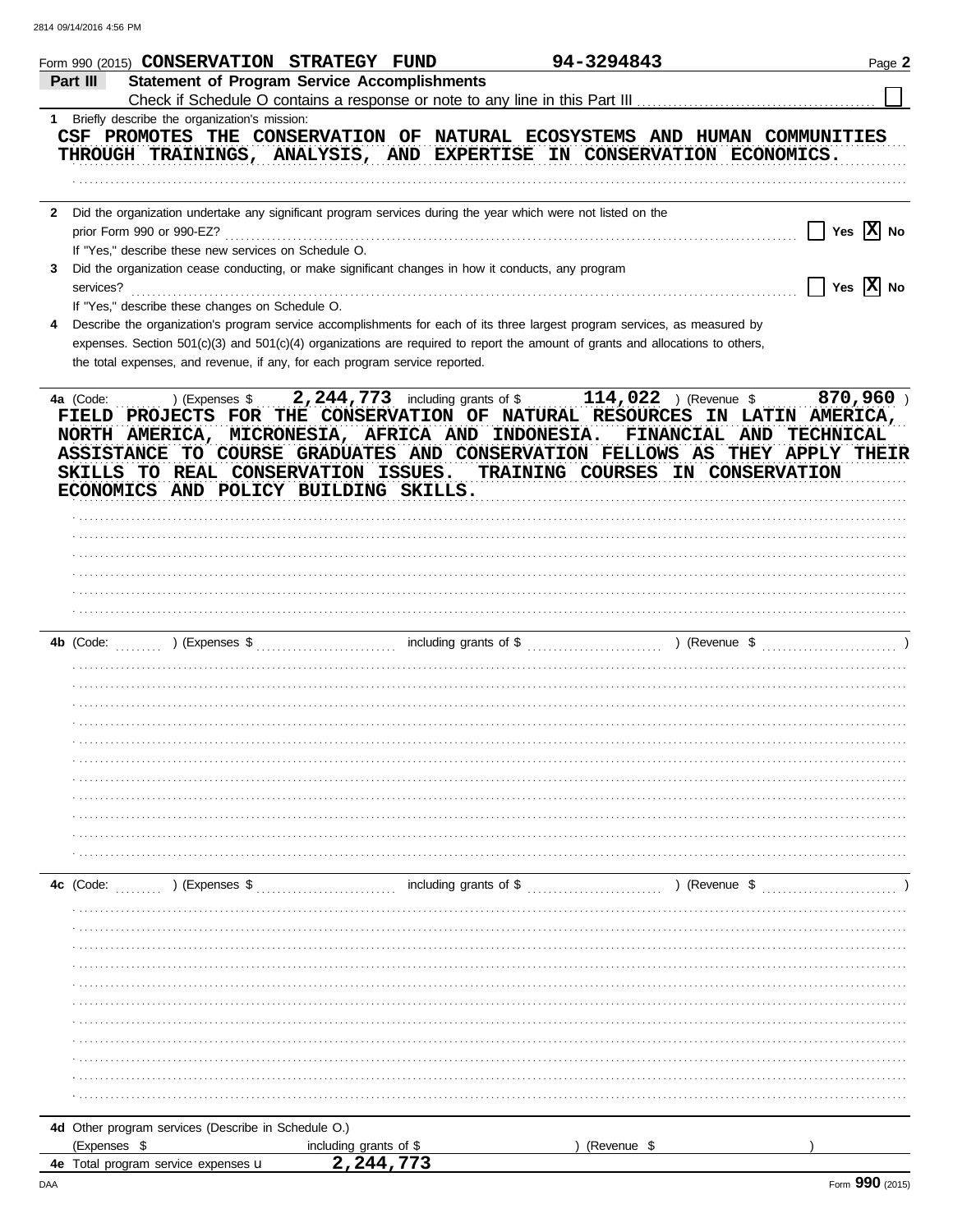Form 990 (2015) **CONSERVATION STRATEGY FUND** 94-3294843 Page **2**

## Part III Statement of Program Service Accomplishments

Check if Schedule O contains a response or note to any line in this Part III ☐

**1** Briefly describe the organization's mission:

CSF PROMOTES THE CONSERVATION OF NATURAL ECOSYSTEMS AND HUMAN COMMUNITIES THROUGH TRAININGS, ANALYSIS, AND EXPERTISE IN CONSERVATION ECONOMICS.

**2** Did the organization undertake any significant program services during the year which were not listed on the prior Form 990 or 990-EZ? ☐ Yes ☒ No

If "Yes," describe these new services on Schedule O.

**3** Did the organization cease conducting, or make significant changes in how it conducts, any program services? ☐ Yes ☒ No

If "Yes," describe these changes on Schedule O.

**4** Describe the organization's program service accomplishments for each of its three largest program services, as measured by expenses. Section 501(c)(3) and 501(c)(4) organizations are required to report the amount of grants and allocations to others, the total expenses, and revenue, if any, for each program service reported.

**4a** (Code: ) (Expenses $ 2,244,773 including grants of $ 114,022 ) (Revenue $ 870,960 )

FIELD PROJECTS FOR THE CONSERVATION OF NATURAL RESOURCES IN LATIN AMERICA, NORTH AMERICA, MICRONESIA, AFRICA AND INDONESIA. FINANCIAL AND TECHNICAL ASSISTANCE TO COURSE GRADUATES AND CONSERVATION FELLOWS AS THEY APPLY THEIR SKILLS TO REAL CONSERVATION ISSUES. TRAINING COURSES IN CONSERVATION ECONOMICS AND POLICY BUILDING SKILLS.

**4b** (Code: ) (Expenses $ including grants of $ ) (Revenue $ )

**4c** (Code: ) (Expenses $ including grants of $ ) (Revenue $ )

**4d** Other program services (Describe in Schedule O.)

(Expenses $ including grants of $ ) (Revenue $ )

**4e** Total program service expenses ▸ 2,244,773

Form **990** (2015)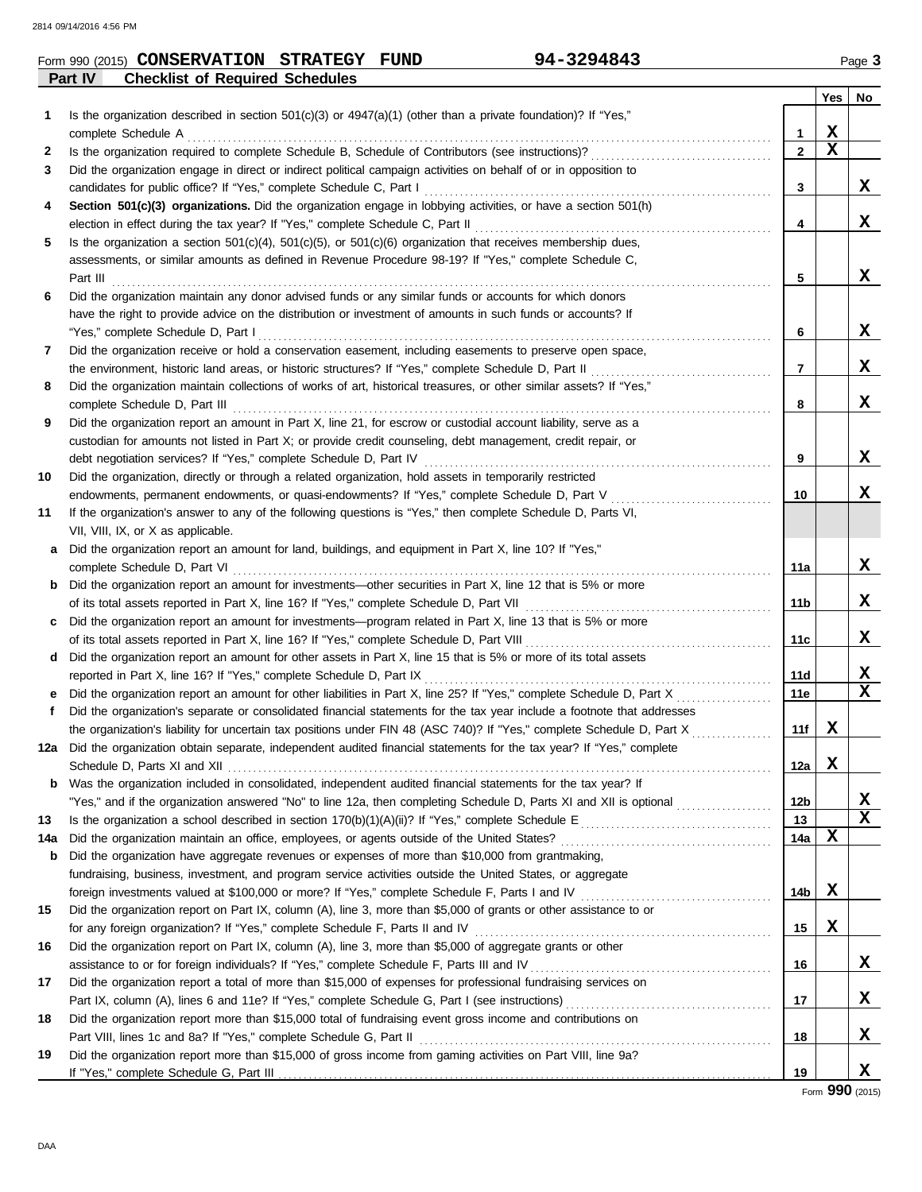Form 990 (2015) **CONSERVATION STRATEGY FUND** **94-3294843**

## Part IV Checklist of Required Schedules

| | | | Yes | No |
|---|---|---|---|---|
| 1 | Is the organization described in section 501(c)(3) or 4947(a)(1) (other than a private foundation)? If "Yes," complete Schedule A | 1 | X | |
| 2 | Is the organization required to complete Schedule B, Schedule of Contributors (see instructions)? | 2 | X | |
| 3 | Did the organization engage in direct or indirect political campaign activities on behalf of or in opposition to candidates for public office? If "Yes," complete Schedule C, Part I | 3 | | X |
| 4 | **Section 501(c)(3) organizations.** Did the organization engage in lobbying activities, or have a section 501(h) election in effect during the tax year? If "Yes," complete Schedule C, Part II | 4 | | X |
| 5 | Is the organization a section 501(c)(4), 501(c)(5), or 501(c)(6) organization that receives membership dues, assessments, or similar amounts as defined in Revenue Procedure 98-19? If "Yes," complete Schedule C, Part III | 5 | | X |
| 6 | Did the organization maintain any donor advised funds or any similar funds or accounts for which donors have the right to provide advice on the distribution or investment of amounts in such funds or accounts? If "Yes," complete Schedule D, Part I | 6 | | X |
| 7 | Did the organization receive or hold a conservation easement, including easements to preserve open space, the environment, historic land areas, or historic structures? If "Yes," complete Schedule D, Part II | 7 | | X |
| 8 | Did the organization maintain collections of works of art, historical treasures, or other similar assets? If "Yes," complete Schedule D, Part III | 8 | | X |
| 9 | Did the organization report an amount in Part X, line 21, for escrow or custodial account liability, serve as a custodian for amounts not listed in Part X; or provide credit counseling, debt management, credit repair, or debt negotiation services? If "Yes," complete Schedule D, Part IV | 9 | | X |
| 10 | Did the organization, directly or through a related organization, hold assets in temporarily restricted endowments, permanent endowments, or quasi-endowments? If "Yes," complete Schedule D, Part V | 10 | | X |
| 11 | If the organization's answer to any of the following questions is "Yes," then complete Schedule D, Parts VI, VII, VIII, IX, or X as applicable. | | | |
| a | Did the organization report an amount for land, buildings, and equipment in Part X, line 10? If "Yes," complete Schedule D, Part VI | 11a | | X |
| b | Did the organization report an amount for investments—other securities in Part X, line 12 that is 5% or more of its total assets reported in Part X, line 16? If "Yes," complete Schedule D, Part VII | 11b | | X |
| c | Did the organization report an amount for investments—program related in Part X, line 13 that is 5% or more of its total assets reported in Part X, line 16? If "Yes," complete Schedule D, Part VIII | 11c | | X |
| d | Did the organization report an amount for other assets in Part X, line 15 that is 5% or more of its total assets reported in Part X, line 16? If "Yes," complete Schedule D, Part IX | 11d | | X |
| e | Did the organization report an amount for other liabilities in Part X, line 25? If "Yes," complete Schedule D, Part X | 11e | | X |
| f | Did the organization's separate or consolidated financial statements for the tax year include a footnote that addresses the organization's liability for uncertain tax positions under FIN 48 (ASC 740)? If "Yes," complete Schedule D, Part X | 11f | X | |
| 12a | Did the organization obtain separate, independent audited financial statements for the tax year? If "Yes," complete Schedule D, Parts XI and XII | 12a | X | |
| b | Was the organization included in consolidated, independent audited financial statements for the tax year? If "Yes," and if the organization answered "No" to line 12a, then completing Schedule D, Parts XI and XII is optional | 12b | | X |
| 13 | Is the organization a school described in section 170(b)(1)(A)(ii)? If "Yes," complete Schedule E | 13 | | X |
| 14a | Did the organization maintain an office, employees, or agents outside of the United States? | 14a | X | |
| b | Did the organization have aggregate revenues or expenses of more than $10,000 from grantmaking, fundraising, business, investment, and program service activities outside the United States, or aggregate foreign investments valued at $100,000 or more? If "Yes," complete Schedule F, Parts I and IV | 14b | X | |
| 15 | Did the organization report on Part IX, column (A), line 3, more than $5,000 of grants or other assistance to or for any foreign organization? If "Yes," complete Schedule F, Parts II and IV | 15 | X | |
| 16 | Did the organization report on Part IX, column (A), line 3, more than $5,000 of aggregate grants or other assistance to or for foreign individuals? If "Yes," complete Schedule F, Parts III and IV | 16 | | X |
| 17 | Did the organization report a total of more than $15,000 of expenses for professional fundraising services on Part IX, column (A), lines 6 and 11e? If "Yes," complete Schedule G, Part I (see instructions) | 17 | | X |
| 18 | Did the organization report more than $15,000 total of fundraising event gross income and contributions on Part VIII, lines 1c and 8a? If "Yes," complete Schedule G, Part II | 18 | | X |
| 19 | Did the organization report more than $15,000 of gross income from gaming activities on Part VIII, line 9a? If "Yes," complete Schedule G, Part III | 19 | | X |

Form **990** (2015)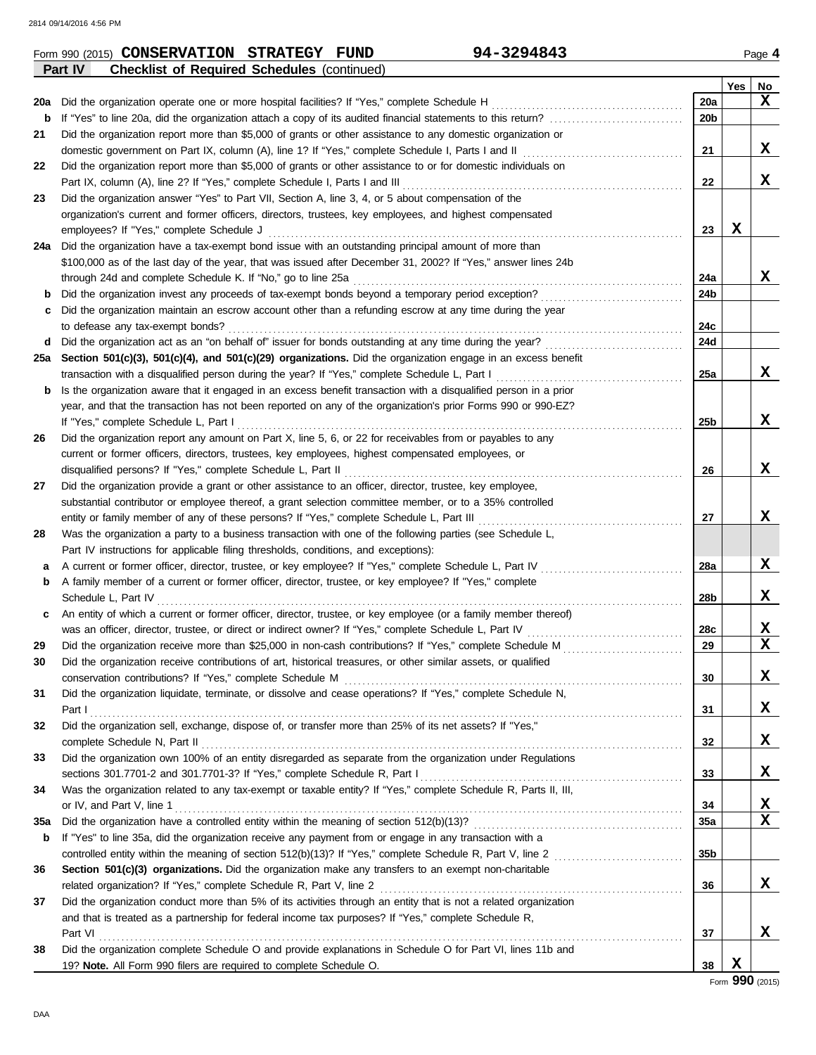Form 990 (2015) **CONSERVATION STRATEGY FUND** 94-3294843 Page **4**

**Part IV Checklist of Required Schedules** (continued)

| | | | Yes | No |
|---|---|---|---|---|
| 20a | Did the organization operate one or more hospital facilities? If "Yes," complete Schedule H | 20a | | X |
| b | If "Yes" to line 20a, did the organization attach a copy of its audited financial statements to this return? | 20b | | |
| 21 | Did the organization report more than $5,000 of grants or other assistance to any domestic organization or domestic government on Part IX, column (A), line 1? If "Yes," complete Schedule I, Parts I and II | 21 | | X |
| 22 | Did the organization report more than $5,000 of grants or other assistance to or for domestic individuals on Part IX, column (A), line 2? If "Yes," complete Schedule I, Parts I and III | 22 | | X |
| 23 | Did the organization answer "Yes" to Part VII, Section A, line 3, 4, or 5 about compensation of the organization's current and former officers, directors, trustees, key employees, and highest compensated employees? If "Yes," complete Schedule J | 23 | X | |
| 24a | Did the organization have a tax-exempt bond issue with an outstanding principal amount of more than $100,000 as of the last day of the year, that was issued after December 31, 2002? If "Yes," answer lines 24b through 24d and complete Schedule K. If "No," go to line 25a | 24a | | X |
| b | Did the organization invest any proceeds of tax-exempt bonds beyond a temporary period exception? | 24b | | |
| c | Did the organization maintain an escrow account other than a refunding escrow at any time during the year to defease any tax-exempt bonds? | 24c | | |
| d | Did the organization act as an "on behalf of" issuer for bonds outstanding at any time during the year? | 24d | | |
| 25a | **Section 501(c)(3), 501(c)(4), and 501(c)(29) organizations.** Did the organization engage in an excess benefit transaction with a disqualified person during the year? If "Yes," complete Schedule L, Part I | 25a | | X |
| b | Is the organization aware that it engaged in an excess benefit transaction with a disqualified person in a prior year, and that the transaction has not been reported on any of the organization's prior Forms 990 or 990-EZ? If "Yes," complete Schedule L, Part I | 25b | | X |
| 26 | Did the organization report any amount on Part X, line 5, 6, or 22 for receivables from or payables to any current or former officers, directors, trustees, key employees, highest compensated employees, or disqualified persons? If "Yes," complete Schedule L, Part II | 26 | | X |
| 27 | Did the organization provide a grant or other assistance to an officer, director, trustee, key employee, substantial contributor or employee thereof, a grant selection committee member, or to a 35% controlled entity or family member of any of these persons? If "Yes," complete Schedule L, Part III | 27 | | X |
| 28 | Was the organization a party to a business transaction with one of the following parties (see Schedule L, Part IV instructions for applicable filing thresholds, conditions, and exceptions): | | | |
| a | A current or former officer, director, trustee, or key employee? If "Yes," complete Schedule L, Part IV | 28a | | X |
| b | A family member of a current or former officer, director, trustee, or key employee? If "Yes," complete Schedule L, Part IV | 28b | | X |
| c | An entity of which a current or former officer, director, trustee, or key employee (or a family member thereof) was an officer, director, trustee, or direct or indirect owner? If "Yes," complete Schedule L, Part IV | 28c | | X |
| 29 | Did the organization receive more than $25,000 in non-cash contributions? If "Yes," complete Schedule M | 29 | | X |
| 30 | Did the organization receive contributions of art, historical treasures, or other similar assets, or qualified conservation contributions? If "Yes," complete Schedule M | 30 | | X |
| 31 | Did the organization liquidate, terminate, or dissolve and cease operations? If "Yes," complete Schedule N, Part I | 31 | | X |
| 32 | Did the organization sell, exchange, dispose of, or transfer more than 25% of its net assets? If "Yes," complete Schedule N, Part II | 32 | | X |
| 33 | Did the organization own 100% of an entity disregarded as separate from the organization under Regulations sections 301.7701-2 and 301.7701-3? If "Yes," complete Schedule R, Part I | 33 | | X |
| 34 | Was the organization related to any tax-exempt or taxable entity? If "Yes," complete Schedule R, Parts II, III, or IV, and Part V, line 1 | 34 | | X |
| 35a | Did the organization have a controlled entity within the meaning of section 512(b)(13)? | 35a | | X |
| b | If "Yes" to line 35a, did the organization receive any payment from or engage in any transaction with a controlled entity within the meaning of section 512(b)(13)? If "Yes," complete Schedule R, Part V, line 2 | 35b | | |
| 36 | **Section 501(c)(3) organizations.** Did the organization make any transfers to an exempt non-charitable related organization? If "Yes," complete Schedule R, Part V, line 2 | 36 | | X |
| 37 | Did the organization conduct more than 5% of its activities through an entity that is not a related organization and that is treated as a partnership for federal income tax purposes? If "Yes," complete Schedule R, Part VI | 37 | | X |
| 38 | Did the organization complete Schedule O and provide explanations in Schedule O for Part VI, lines 11b and 19? **Note.** All Form 990 filers are required to complete Schedule O. | 38 | X | |

Form **990** (2015)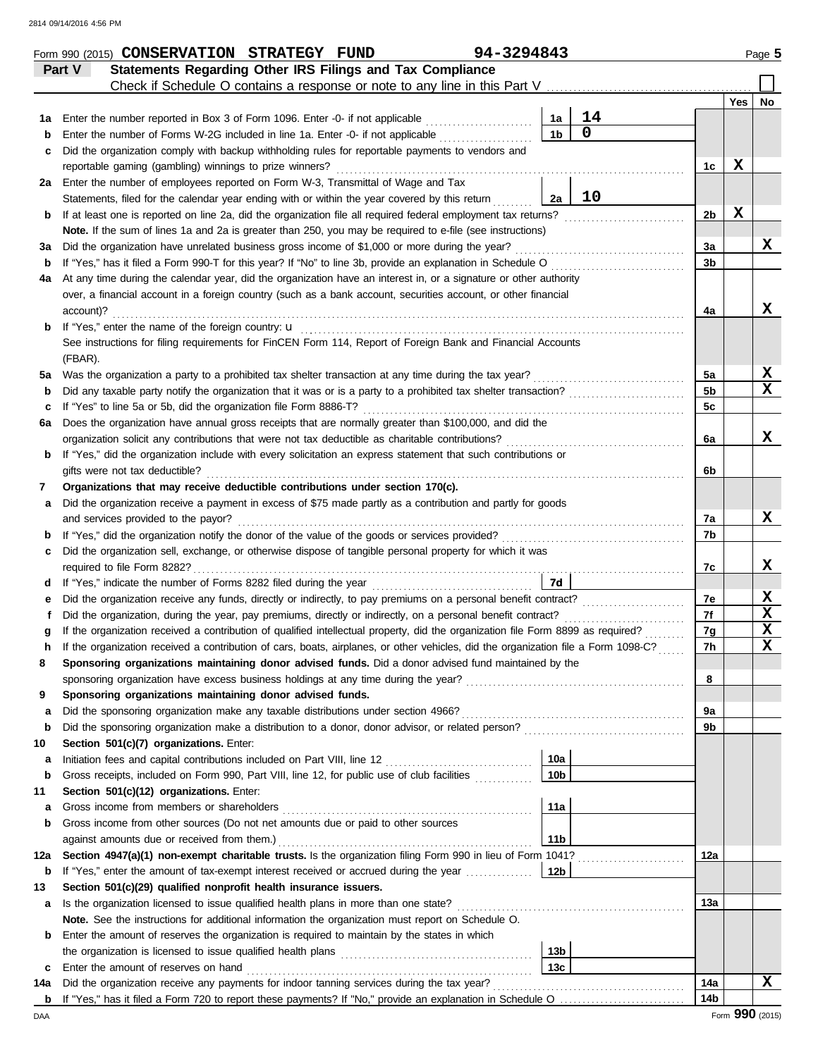Form 990 (2015) **CONSERVATION STRATEGY FUND** 94-3294843 Page **5**

## Part V Statements Regarding Other IRS Filings and Tax Compliance

Check if Schedule O contains a response or note to any line in this Part V ☐

| | | | | | Yes | No |
|---|---|---|---|---|---|---|
| **1a** | Enter the number reported in Box 3 of Form 1096. Enter -0- if not applicable | 1a | 14 | | | |
| **b** | Enter the number of Forms W-2G included in line 1a. Enter -0- if not applicable | 1b | 0 | | | |
| **c** | Did the organization comply with backup withholding rules for reportable payments to vendors and reportable gaming (gambling) winnings to prize winners? | | | 1c | X | |
| **2a** | Enter the number of employees reported on Form W-3, Transmittal of Wage and Tax Statements, filed for the calendar year ending with or within the year covered by this return | 2a | 10 | | | |
| **b** | If at least one is reported on line 2a, did the organization file all required federal employment tax returns? | | | 2b | X | |
| | **Note.** If the sum of lines 1a and 2a is greater than 250, you may be required to e-file (see instructions) | | | | | |
| **3a** | Did the organization have unrelated business gross income of $1,000 or more during the year? | | | 3a | | X |
| **b** | If "Yes," has it filed a Form 990-T for this year? If "No" to line 3b, provide an explanation in Schedule O | | | 3b | | |
| **4a** | At any time during the calendar year, did the organization have an interest in, or a signature or other authority over, a financial account in a foreign country (such as a bank account, securities account, or other financial account)? | | | 4a | | X |
| **b** | If "Yes," enter the name of the foreign country: u<br>See instructions for filing requirements for FinCEN Form 114, Report of Foreign Bank and Financial Accounts (FBAR). | | | | | |
| **5a** | Was the organization a party to a prohibited tax shelter transaction at any time during the tax year? | | | 5a | | X |
| **b** | Did any taxable party notify the organization that it was or is a party to a prohibited tax shelter transaction? | | | 5b | | X |
| **c** | If "Yes" to line 5a or 5b, did the organization file Form 8886-T? | | | 5c | | |
| **6a** | Does the organization have annual gross receipts that are normally greater than $100,000, and did the organization solicit any contributions that were not tax deductible as charitable contributions? | | | 6a | | X |
| **b** | If "Yes," did the organization include with every solicitation an express statement that such contributions or gifts were not tax deductible? | | | 6b | | |
| **7** | **Organizations that may receive deductible contributions under section 170(c).** | | | | | |
| **a** | Did the organization receive a payment in excess of $75 made partly as a contribution and partly for goods and services provided to the payor? | | | 7a | | X |
| **b** | If "Yes," did the organization notify the donor of the value of the goods or services provided? | | | 7b | | |
| **c** | Did the organization sell, exchange, or otherwise dispose of tangible personal property for which it was required to file Form 8282? | | | 7c | | X |
| **d** | If "Yes," indicate the number of Forms 8282 filed during the year | 7d | | | | |
| **e** | Did the organization receive any funds, directly or indirectly, to pay premiums on a personal benefit contract? | | | 7e | | X |
| **f** | Did the organization, during the year, pay premiums, directly or indirectly, on a personal benefit contract? | | | 7f | | X |
| **g** | If the organization received a contribution of qualified intellectual property, did the organization file Form 8899 as required? | | | 7g | | X |
| **h** | If the organization received a contribution of cars, boats, airplanes, or other vehicles, did the organization file a Form 1098-C? | | | 7h | | X |
| **8** | **Sponsoring organizations maintaining donor advised funds.** Did a donor advised fund maintained by the sponsoring organization have excess business holdings at any time during the year? | | | 8 | | |
| **9** | **Sponsoring organizations maintaining donor advised funds.** | | | | | |
| **a** | Did the sponsoring organization make any taxable distributions under section 4966? | | | 9a | | |
| **b** | Did the sponsoring organization make a distribution to a donor, donor advisor, or related person? | | | 9b | | |
| **10** | **Section 501(c)(7) organizations.** Enter: | | | | | |
| **a** | Initiation fees and capital contributions included on Part VIII, line 12 | 10a | | | | |
| **b** | Gross receipts, included on Form 990, Part VIII, line 12, for public use of club facilities | 10b | | | | |
| **11** | **Section 501(c)(12) organizations.** Enter: | | | | | |
| **a** | Gross income from members or shareholders | 11a | | | | |
| **b** | Gross income from other sources (Do not net amounts due or paid to other sources against amounts due or received from them.) | 11b | | | | |
| **12a** | **Section 4947(a)(1) non-exempt charitable trusts.** Is the organization filing Form 990 in lieu of Form 1041? | | | 12a | | |
| **b** | If "Yes," enter the amount of tax-exempt interest received or accrued during the year | 12b | | | | |
| **13** | **Section 501(c)(29) qualified nonprofit health insurance issuers.** | | | | | |
| **a** | Is the organization licensed to issue qualified health plans in more than one state?<br>**Note.** See the instructions for additional information the organization must report on Schedule O. | | | 13a | | |
| **b** | Enter the amount of reserves the organization is required to maintain by the states in which the organization is licensed to issue qualified health plans | 13b | | | | |
| **c** | Enter the amount of reserves on hand | 13c | | | | |
| **14a** | Did the organization receive any payments for indoor tanning services during the tax year? | | | 14a | | X |
| **b** | If "Yes," has it filed a Form 720 to report these payments? If "No," provide an explanation in Schedule O | | | 14b | | |

Form **990** (2015)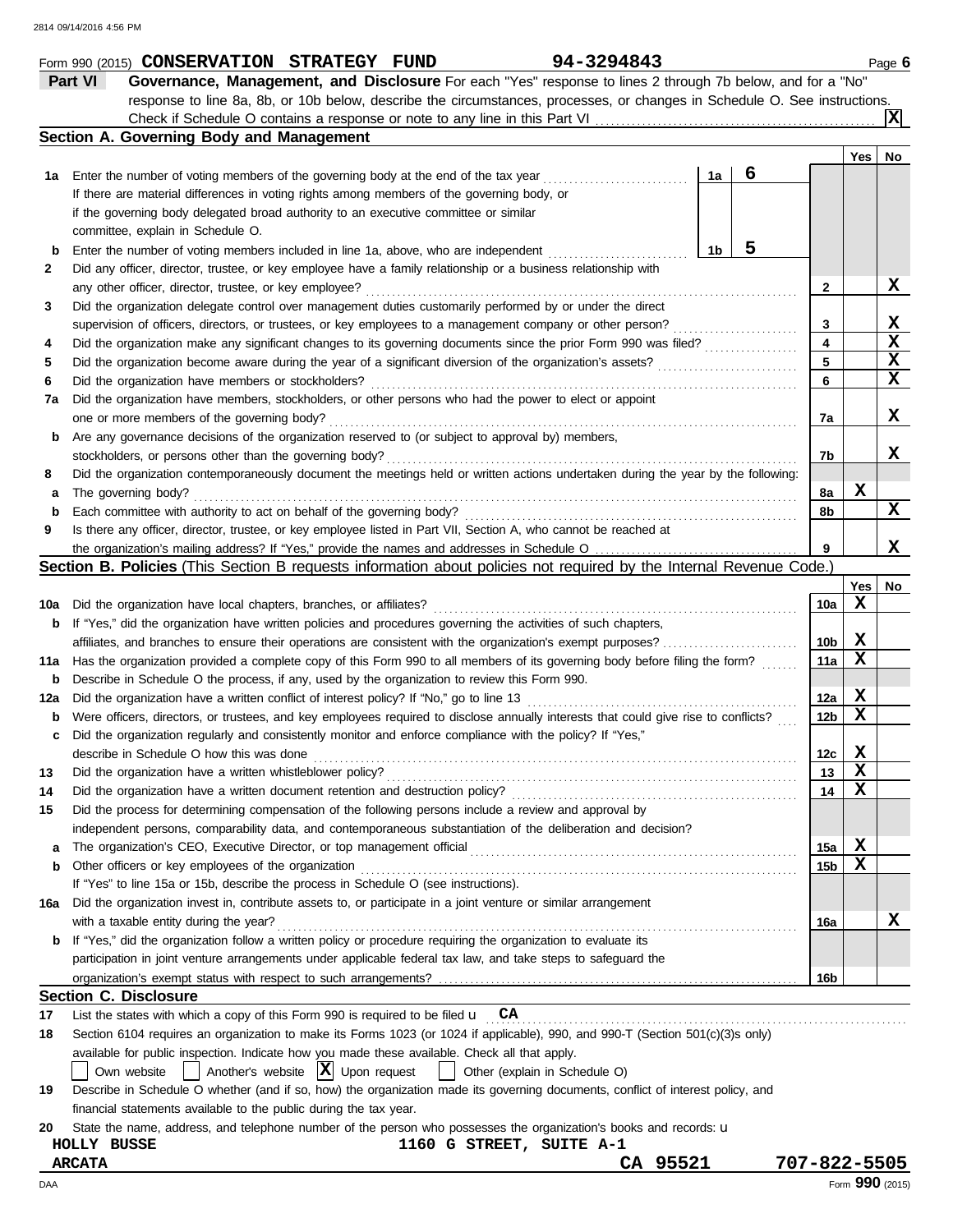Form 990 (2015) **CONSERVATION STRATEGY FUND** 94-3294843 Page **6**

## Part VI Governance, Management, and Disclosure

**Governance, Management, and Disclosure** For each "Yes" response to lines 2 through 7b below, and for a "No" response to line 8a, 8b, or 10b below, describe the circumstances, processes, or changes in Schedule O. See instructions.

Check if Schedule O contains a response or note to any line in this Part VI ..... [X]

### Section A. Governing Body and Management

| | | | | Yes | No |
|---|---|---|---|---|---|
| **1a** | Enter the number of voting members of the governing body at the end of the tax year ..... | **1a** 6 | | | |
| | If there are material differences in voting rights among members of the governing body, or if the governing body delegated broad authority to an executive committee or similar committee, explain in Schedule O. | | | | |
| **b** | Enter the number of voting members included in line 1a, above, who are independent ..... | **1b** 5 | | | |
| **2** | Did any officer, director, trustee, or key employee have a family relationship or a business relationship with any other officer, director, trustee, or key employee? | | **2** | | X |
| **3** | Did the organization delegate control over management duties customarily performed by or under the direct supervision of officers, directors, or trustees, or key employees to a management company or other person? | | **3** | | X |
| **4** | Did the organization make any significant changes to its governing documents since the prior Form 990 was filed? | | **4** | | X |
| **5** | Did the organization become aware during the year of a significant diversion of the organization's assets? | | **5** | | X |
| **6** | Did the organization have members or stockholders? | | **6** | | X |
| **7a** | Did the organization have members, stockholders, or other persons who had the power to elect or appoint one or more members of the governing body? | | **7a** | | X |
| **b** | Are any governance decisions of the organization reserved to (or subject to approval by) members, stockholders, or persons other than the governing body? | | **7b** | | X |
| **8** | Did the organization contemporaneously document the meetings held or written actions undertaken during the year by the following: | | | | |
| **a** | The governing body? | | **8a** | X | |
| **b** | Each committee with authority to act on behalf of the governing body? | | **8b** | | X |
| **9** | Is there any officer, director, trustee, or key employee listed in Part VII, Section A, who cannot be reached at the organization's mailing address? If "Yes," provide the names and addresses in Schedule O | | **9** | | X |

### Section B. Policies (This Section B requests information about policies not required by the Internal Revenue Code.)

| | | | Yes | No |
|---|---|---|---|---|
| **10a** | Did the organization have local chapters, branches, or affiliates? | **10a** | X | |
| **b** | If "Yes," did the organization have written policies and procedures governing the activities of such chapters, affiliates, and branches to ensure their operations are consistent with the organization's exempt purposes? | **10b** | X | |
| **11a** | Has the organization provided a complete copy of this Form 990 to all members of its governing body before filing the form? | **11a** | X | |
| **b** | Describe in Schedule O the process, if any, used by the organization to review this Form 990. | | | |
| **12a** | Did the organization have a written conflict of interest policy? If "No," go to line 13 | **12a** | X | |
| **b** | Were officers, directors, or trustees, and key employees required to disclose annually interests that could give rise to conflicts? | **12b** | X | |
| **c** | Did the organization regularly and consistently monitor and enforce compliance with the policy? If "Yes," describe in Schedule O how this was done | **12c** | X | |
| **13** | Did the organization have a written whistleblower policy? | **13** | X | |
| **14** | Did the organization have a written document retention and destruction policy? | **14** | X | |
| **15** | Did the process for determining compensation of the following persons include a review and approval by independent persons, comparability data, and contemporaneous substantiation of the deliberation and decision? | | | |
| **a** | The organization's CEO, Executive Director, or top management official | **15a** | X | |
| **b** | Other officers or key employees of the organization | **15b** | X | |
| | If "Yes" to line 15a or 15b, describe the process in Schedule O (see instructions). | | | |
| **16a** | Did the organization invest in, contribute assets to, or participate in a joint venture or similar arrangement with a taxable entity during the year? | **16a** | | X |
| **b** | If "Yes," did the organization follow a written policy or procedure requiring the organization to evaluate its participation in joint venture arrangements under applicable federal tax law, and take steps to safeguard the organization's exempt status with respect to such arrangements? | **16b** | | |

### Section C. Disclosure

**17** List the states with which a copy of this Form 990 is required to be filed u **CA**

**18** Section 6104 requires an organization to make its Forms 1023 (or 1024 if applicable), 990, and 990-T (Section 501(c)(3)s only) available for public inspection. Indicate how you made these available. Check all that apply.

[ ] Own website [ ] Another's website [X] Upon request [ ] Other (explain in Schedule O)

**19** Describe in Schedule O whether (and if so, how) the organization made its governing documents, conflict of interest policy, and financial statements available to the public during the tax year.

**20** State the name, address, and telephone number of the person who possesses the organization's books and records: u

HOLLY BUSSE 1160 G STREET, SUITE A-1
ARCATA CA 95521 707-822-5505

Form **990** (2015)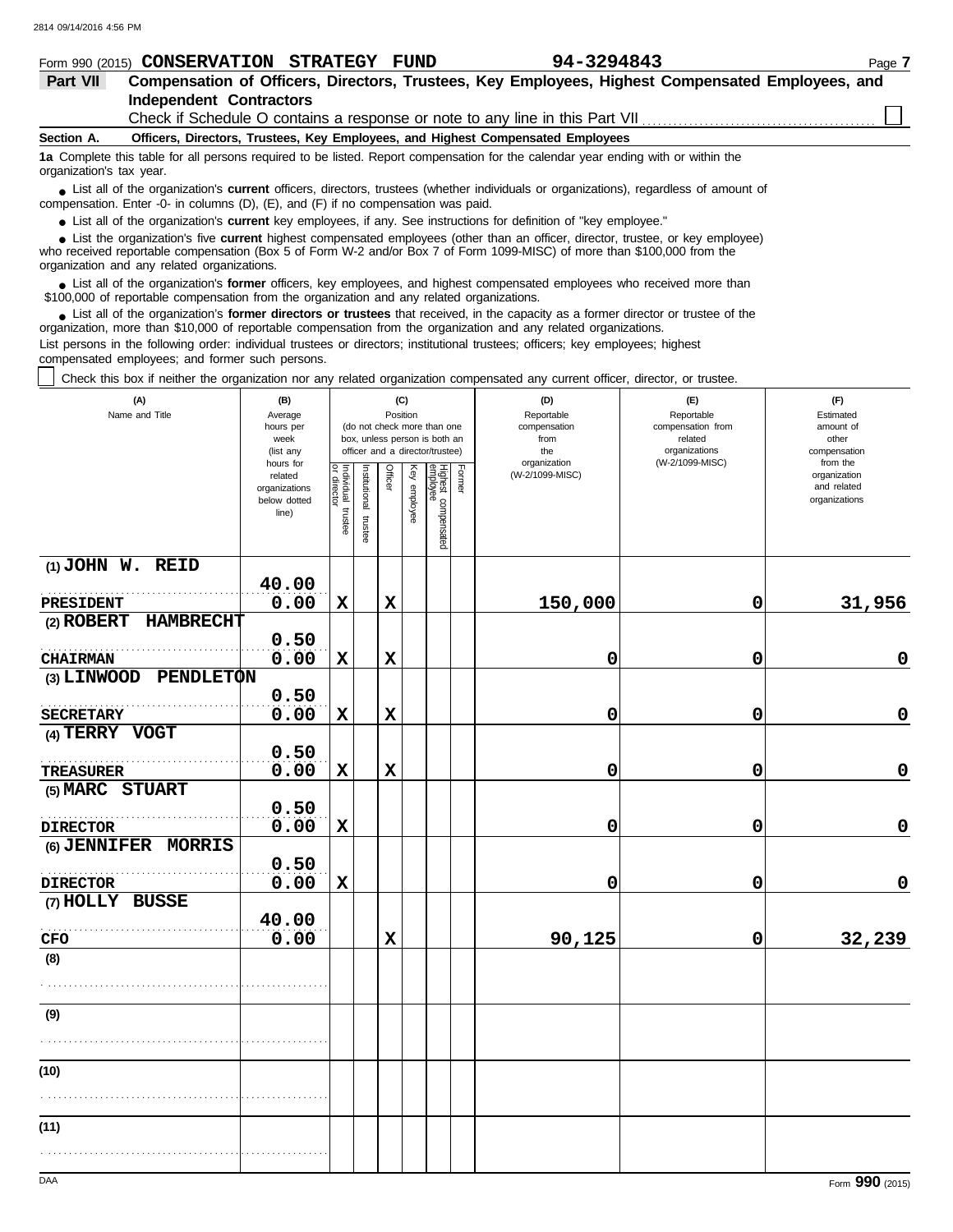Form 990 (2015) **CONSERVATION STRATEGY FUND** **94-3294843**

## Part VII Compensation of Officers, Directors, Trustees, Key Employees, Highest Compensated Employees, and Independent Contractors

Check if Schedule O contains a response or note to any line in this Part VII ☐

**Section A. Officers, Directors, Trustees, Key Employees, and Highest Compensated Employees**

**1a** Complete this table for all persons required to be listed. Report compensation for the calendar year ending with or within the organization's tax year.

- List all of the organization's **current** officers, directors, trustees (whether individuals or organizations), regardless of amount of compensation. Enter -0- in columns (D), (E), and (F) if no compensation was paid.
- List all of the organization's **current** key employees, if any. See instructions for definition of "key employee."
- List the organization's five **current** highest compensated employees (other than an officer, director, trustee, or key employee) who received reportable compensation (Box 5 of Form W-2 and/or Box 7 of Form 1099-MISC) of more than $100,000 from the organization and any related organizations.
- List all of the organization's **former** officers, key employees, and highest compensated employees who received more than $100,000 of reportable compensation from the organization and any related organizations.
- List all of the organization's **former directors or trustees** that received, in the capacity as a former director or trustee of the organization, more than $10,000 of reportable compensation from the organization and any related organizations.

List persons in the following order: individual trustees or directors; institutional trustees; officers; key employees; highest compensated employees; and former such persons.

☐ Check this box if neither the organization nor any related organization compensated any current officer, director, or trustee.

| (A) Name and Title | (B) Average hours per week (list any hours for related organizations below dotted line) | (C) Position: Individual trustee or director | Institutional trustee | Officer | Key employee | Highest compensated employee | Former | (D) Reportable compensation from the organization (W-2/1099-MISC) | (E) Reportable compensation from related organizations (W-2/1099-MISC) | (F) Estimated amount of other compensation from the organization and related organizations |
|---|---|---|---|---|---|---|---|---|---|---|
| (1) JOHN W. REID<br>PRESIDENT | 40.00<br>0.00 | X | | X | | | | 150,000 | 0 | 31,956 |
| (2) ROBERT HAMBRECHT<br>CHAIRMAN | 0.50<br>0.00 | X | | X | | | | 0 | 0 | 0 |
| (3) LINWOOD PENDLETON<br>SECRETARY | 0.50<br>0.00 | X | | X | | | | 0 | 0 | 0 |
| (4) TERRY VOGT<br>TREASURER | 0.50<br>0.00 | X | | X | | | | 0 | 0 | 0 |
| (5) MARC STUART<br>DIRECTOR | 0.50<br>0.00 | X | | | | | | 0 | 0 | 0 |
| (6) JENNIFER MORRIS<br>DIRECTOR | 0.50<br>0.00 | X | | | | | | 0 | 0 | 0 |
| (7) HOLLY BUSSE<br>CFO | 40.00<br>0.00 | | | X | | | | 90,125 | 0 | 32,239 |
| (8) | | | | | | | | | | |
| (9) | | | | | | | | | | |
| (10) | | | | | | | | | | |
| (11) | | | | | | | | | | |

Form **990** (2015)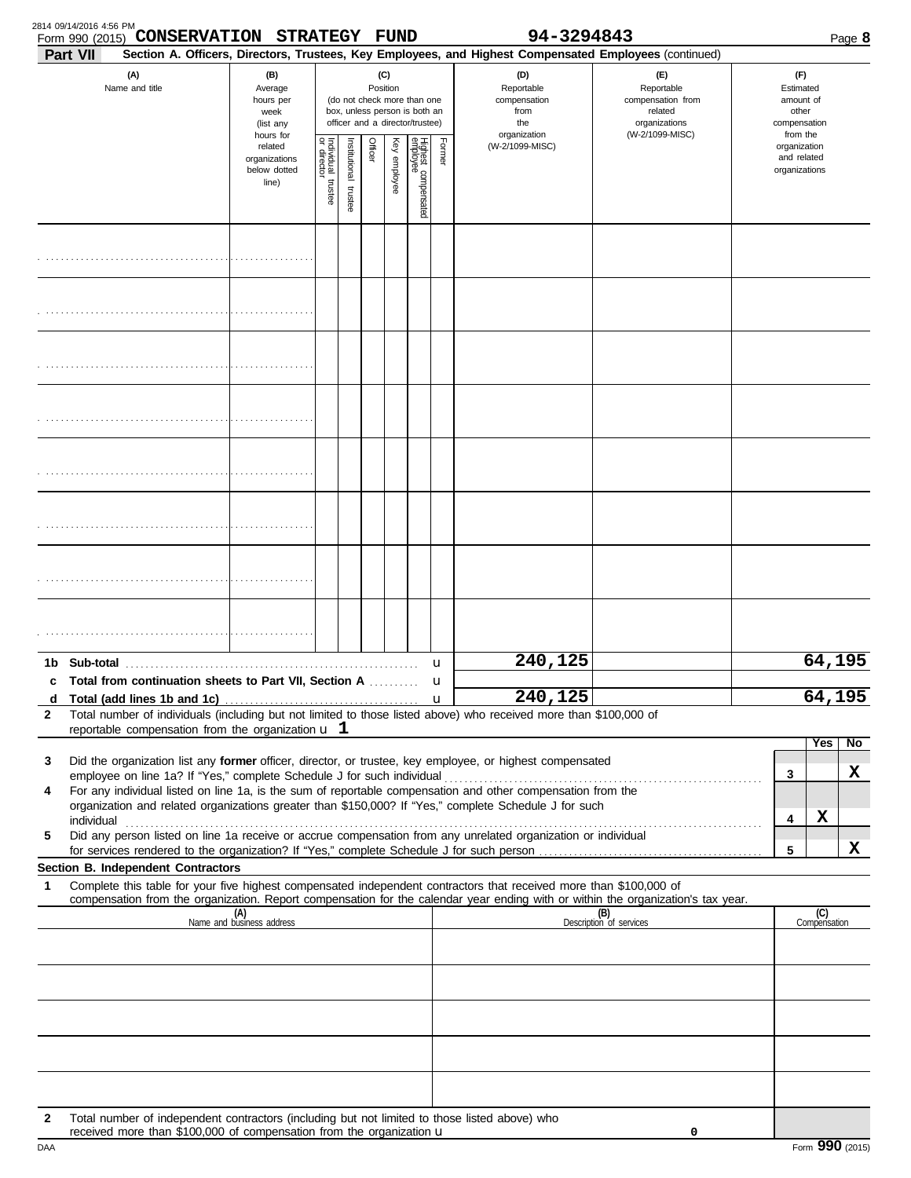Form 990 (2015) **CONSERVATION STRATEGY FUND** 94-3294843

**Part VII Section A. Officers, Directors, Trustees, Key Employees, and Highest Compensated Employees** (continued)

| (A) Name and title | (B) Average hours per week (list any hours for related organizations below dotted line) | (C) Position (do not check more than one box, unless person is both an officer and a director/trustee) | | | | | | (D) Reportable compensation from the organization (W-2/1099-MISC) | (E) Reportable compensation from related organizations (W-2/1099-MISC) | (F) Estimated amount of other compensation from the organization and related organizations |
|---|---|---|---|---|---|---|---|---|---|---|
| | | Individual trustee or director | Institutional trustee | Officer | Key employee | Highest compensated employee | Former | | | |
| | | | | | | | | | | |
| | | | | | | | | | | |
| | | | | | | | | | | |
| | | | | | | | | | | |
| | | | | | | | | | | |
| | | | | | | | | | | |
| | | | | | | | | | | |
| | | | | | | | | | | |
| **1b Sub-total** | | | | | | | | 240,125 | | 64,195 |
| **c Total from continuation sheets to Part VII, Section A** | | | | | | | | | | |
| **d Total (add lines 1b and 1c)** | | | | | | | | 240,125 | | 64,195 |

**2** Total number of individuals (including but not limited to those listed above) who received more than $100,000 of reportable compensation from the organization u 1

| | | | Yes | No |
|---|---|---|---|---|
| 3 | Did the organization list any **former** officer, director, or trustee, key employee, or highest compensated employee on line 1a? If "Yes," complete Schedule J for such individual | 3 | | X |
| 4 | For any individual listed on line 1a, is the sum of reportable compensation and other compensation from the organization and related organizations greater than $150,000? If "Yes," complete Schedule J for such individual | 4 | X | |
| 5 | Did any person listed on line 1a receive or accrue compensation from any unrelated organization or individual for services rendered to the organization? If "Yes," complete Schedule J for such person | 5 | | X |

**Section B. Independent Contractors**

**1** Complete this table for your five highest compensated independent contractors that received more than $100,000 of compensation from the organization. Report compensation for the calendar year ending with or within the organization's tax year.

| (A) Name and business address | (B) Description of services | (C) Compensation |
|---|---|---|
| | | |
| | | |
| | | |
| | | |
| | | |

**2** Total number of independent contractors (including but not limited to those listed above) who received more than $100,000 of compensation from the organization u 0

Form **990** (2015)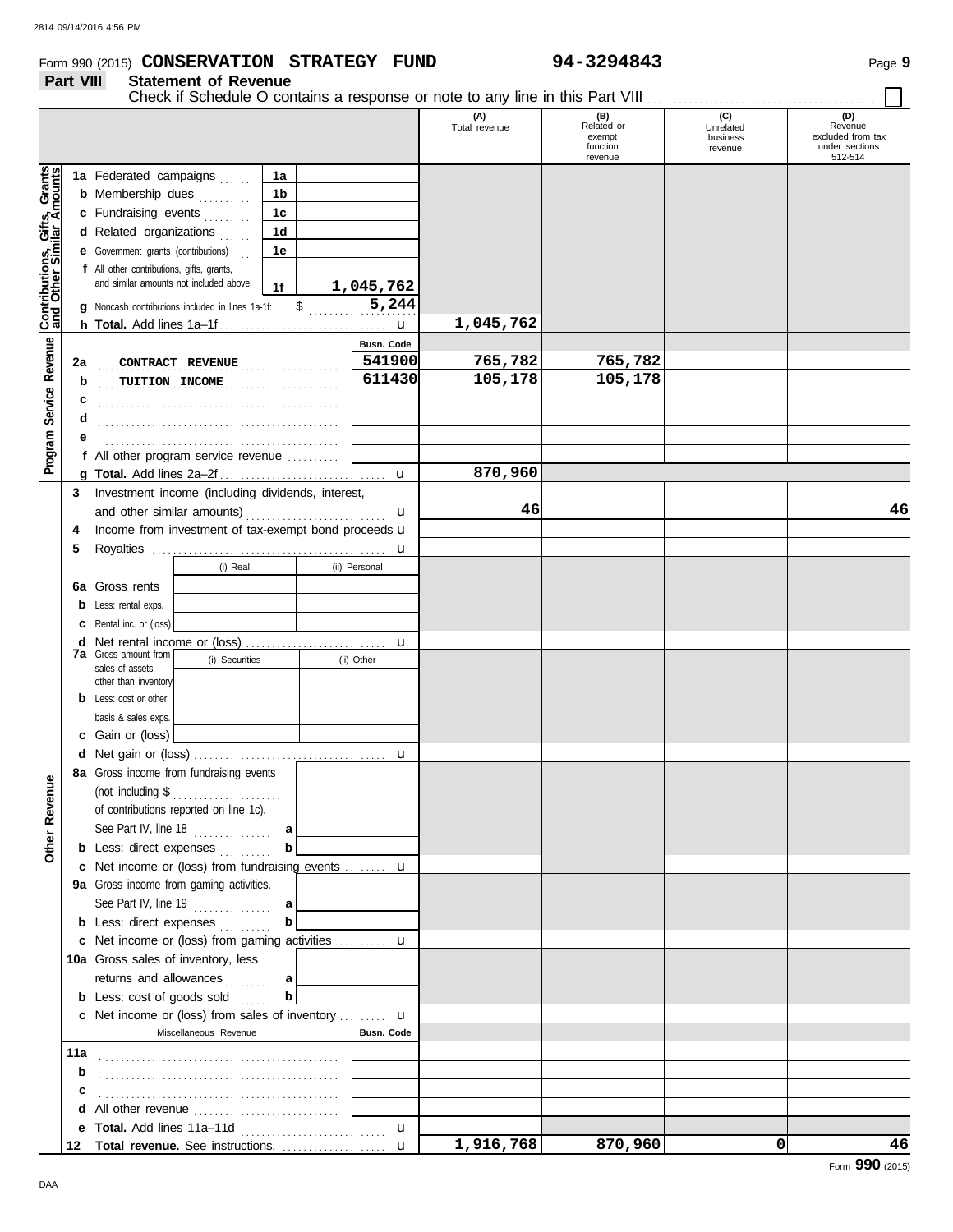Form 990 (2015) **CONSERVATION STRATEGY FUND** 94-3294843

## Part VIII Statement of Revenue

Check if Schedule O contains a response or note to any line in this Part VIII ☐

| | | | (A) Total revenue | (B) Related or exempt function revenue | (C) Unrelated business revenue | (D) Revenue excluded from tax under sections 512-514 |
|---|---|---|---|---|---|---|
| **Contributions, Gifts, Grants and Other Similar Amounts** | | | | | | |
| 1a | Federated campaigns | 1a | | | | |
| b | Membership dues | 1b | | | | |
| c | Fundraising events | 1c | | | | |
| d | Related organizations | 1d | | | | |
| e | Government grants (contributions) | 1e | | | | |
| f | All other contributions, gifts, grants, and similar amounts not included above | 1f 1,045,762 | | | | |
| g | Noncash contributions included in lines 1a-1f: | $ 5,244 | | | | |
| h | **Total.** Add lines 1a–1f | | 1,045,762 | | | |
| **Program Service Revenue** | | Busn. Code | | | | |
| 2a | CONTRACT REVENUE | 541900 | 765,782 | 765,782 | | |
| b | TUITION INCOME | 611430 | 105,178 | 105,178 | | |
| c | | | | | | |
| d | | | | | | |
| e | | | | | | |
| f | All other program service revenue | | | | | |
| g | **Total.** Add lines 2a–2f | | 870,960 | | | |
| **Other Revenue** | | | | | | |
| 3 | Investment income (including dividends, interest, and other similar amounts) | | 46 | | | 46 |
| 4 | Income from investment of tax-exempt bond proceeds | | | | | |
| 5 | Royalties | | | | | |
| | | (i) Real / (ii) Personal | | | | |
| 6a | Gross rents | | | | | |
| b | Less: rental exps. | | | | | |
| c | Rental inc. or (loss) | | | | | |
| d | Net rental income or (loss) | | | | | |
| 7a | Gross amount from sales of assets other than inventory | (i) Securities / (ii) Other | | | | |
| b | Less: cost or other basis & sales exps. | | | | | |
| c | Gain or (loss) | | | | | |
| d | Net gain or (loss) | | | | | |
| 8a | Gross income from fundraising events (not including $ of contributions reported on line 1c). See Part IV, line 18 | a | | | | |
| b | Less: direct expenses | b | | | | |
| c | Net income or (loss) from fundraising events | | | | | |
| 9a | Gross income from gaming activities. See Part IV, line 19 | a | | | | |
| b | Less: direct expenses | b | | | | |
| c | Net income or (loss) from gaming activities | | | | | |
| 10a | Gross sales of inventory, less returns and allowances | a | | | | |
| b | Less: cost of goods sold | b | | | | |
| c | Net income or (loss) from sales of inventory | | | | | |
| | Miscellaneous Revenue | Busn. Code | | | | |
| 11a | | | | | | |
| b | | | | | | |
| c | | | | | | |
| d | All other revenue | | | | | |
| e | **Total.** Add lines 11a–11d | | | | | |
| 12 | **Total revenue.** See instructions. | | 1,916,768 | 870,960 | 0 | 46 |

Form **990** (2015)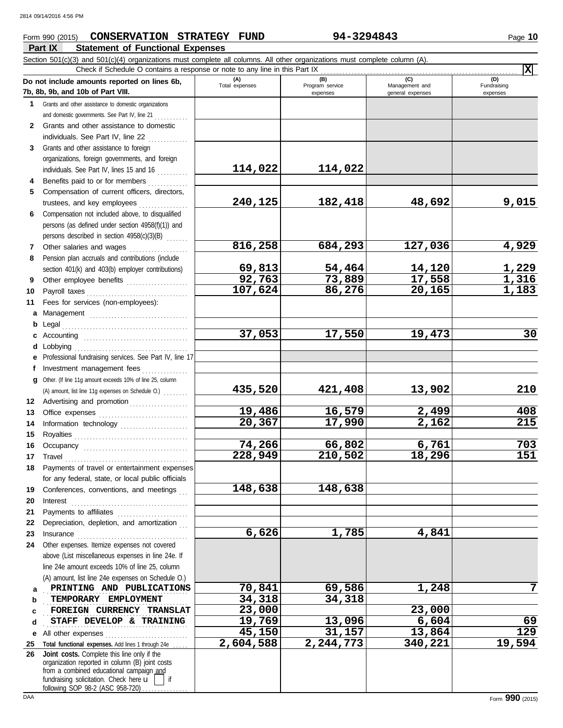Form 990 (2015) **CONSERVATION STRATEGY FUND** **94-3294843**

## Part IX Statement of Functional Expenses

Section 501(c)(3) and 501(c)(4) organizations must complete all columns. All other organizations must complete column (A).

Check if Schedule O contains a response or note to any line in this Part IX .......... **X**

| Do not include amounts reported on lines 6b, 7b, 8b, 9b, and 10b of Part VIII. | (A) Total expenses | (B) Program service expenses | (C) Management and general expenses | (D) Fundraising expenses |
|---|---|---|---|---|
| **1** Grants and other assistance to domestic organizations and domestic governments. See Part IV, line 21 | | | | |
| **2** Grants and other assistance to domestic individuals. See Part IV, line 22 | | | | |
| **3** Grants and other assistance to foreign organizations, foreign governments, and foreign individuals. See Part IV, lines 15 and 16 | 114,022 | 114,022 | | |
| **4** Benefits paid to or for members | | | | |
| **5** Compensation of current officers, directors, trustees, and key employees | 240,125 | 182,418 | 48,692 | 9,015 |
| **6** Compensation not included above, to disqualified persons (as defined under section 4958(f)(1)) and persons described in section 4958(c)(3)(B) | | | | |
| **7** Other salaries and wages | 816,258 | 684,293 | 127,036 | 4,929 |
| **8** Pension plan accruals and contributions (include section 401(k) and 403(b) employer contributions) | 69,813 | 54,464 | 14,120 | 1,229 |
| **9** Other employee benefits | 92,763 | 73,889 | 17,558 | 1,316 |
| **10** Payroll taxes | 107,624 | 86,276 | 20,165 | 1,183 |
| **11** Fees for services (non-employees): | | | | |
| **a** Management | | | | |
| **b** Legal | | | | |
| **c** Accounting | 37,053 | 17,550 | 19,473 | 30 |
| **d** Lobbying | | | | |
| **e** Professional fundraising services. See Part IV, line 17 | | | | |
| **f** Investment management fees | | | | |
| **g** Other. (If line 11g amount exceeds 10% of line 25, column (A) amount, list line 11g expenses on Schedule O.) | 435,520 | 421,408 | 13,902 | 210 |
| **12** Advertising and promotion | | | | |
| **13** Office expenses | 19,486 | 16,579 | 2,499 | 408 |
| **14** Information technology | 20,367 | 17,990 | 2,162 | 215 |
| **15** Royalties | | | | |
| **16** Occupancy | 74,266 | 66,802 | 6,761 | 703 |
| **17** Travel | 228,949 | 210,502 | 18,296 | 151 |
| **18** Payments of travel or entertainment expenses for any federal, state, or local public officials | | | | |
| **19** Conferences, conventions, and meetings | 148,638 | 148,638 | | |
| **20** Interest | | | | |
| **21** Payments to affiliates | | | | |
| **22** Depreciation, depletion, and amortization | | | | |
| **23** Insurance | 6,626 | 1,785 | 4,841 | |
| **24** Other expenses. Itemize expenses not covered above (List miscellaneous expenses in line 24e. If line 24e amount exceeds 10% of line 25, column (A) amount, list line 24e expenses on Schedule O.) | | | | |
| **a** PRINTING AND PUBLICATIONS | 70,841 | 69,586 | 1,248 | 7 |
| **b** TEMPORARY EMPLOYMENT | 34,318 | 34,318 | | |
| **c** FOREIGN CURRENCY TRANSLAT | 23,000 | | 23,000 | |
| **d** STAFF DEVELOP & TRAINING | 19,769 | 13,096 | 6,604 | 69 |
| **e** All other expenses | 45,150 | 31,157 | 13,864 | 129 |
| **25** **Total functional expenses.** Add lines 1 through 24e | 2,604,588 | 2,244,773 | 340,221 | 19,594 |
| **26** **Joint costs.** Complete this line only if the organization reported in column (B) joint costs from a combined educational campaign and fundraising solicitation. Check here ☐ if following SOP 98-2 (ASC 958-720) | | | | |

Form **990** (2015)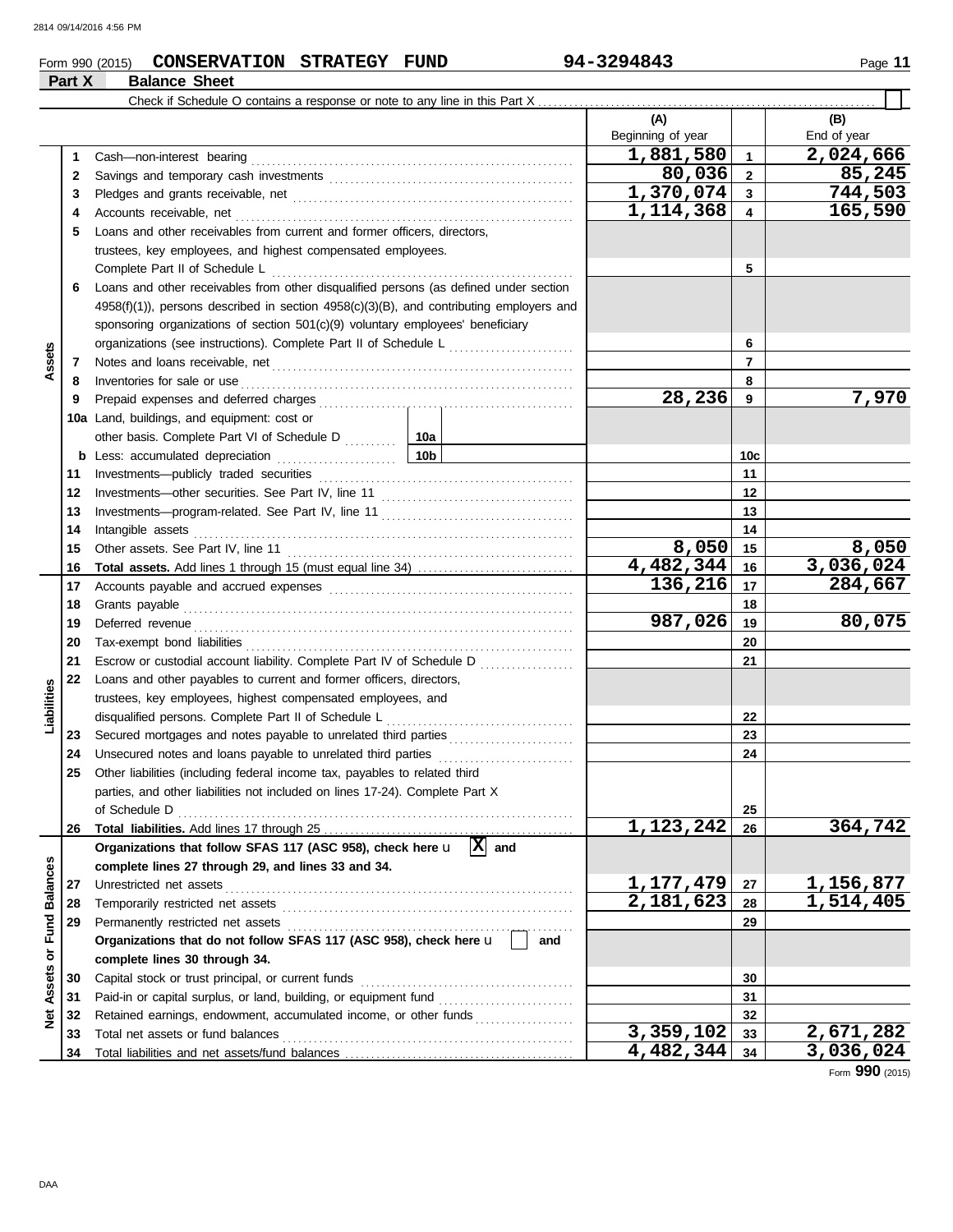Form 990 (2015) **CONSERVATION STRATEGY FUND** 94-3294843 Page **11**

## Part X Balance Sheet

Check if Schedule O contains a response or note to any line in this Part X

| | | | (A) Beginning of year | | (B) End of year |
|---|---|---|---|---|---|
| **Assets** | 1 | Cash—non-interest bearing | 1,881,580 | 1 | 2,024,666 |
| | 2 | Savings and temporary cash investments | 80,036 | 2 | 85,245 |
| | 3 | Pledges and grants receivable, net | 1,370,074 | 3 | 744,503 |
| | 4 | Accounts receivable, net | 1,114,368 | 4 | 165,590 |
| | 5 | Loans and other receivables from current and former officers, directors, trustees, key employees, and highest compensated employees. Complete Part II of Schedule L | | 5 | |
| | 6 | Loans and other receivables from other disqualified persons (as defined under section 4958(f)(1)), persons described in section 4958(c)(3)(B), and contributing employers and sponsoring organizations of section 501(c)(9) voluntary employees' beneficiary organizations (see instructions). Complete Part II of Schedule L | | 6 | |
| | 7 | Notes and loans receivable, net | | 7 | |
| | 8 | Inventories for sale or use | | 8 | |
| | 9 | Prepaid expenses and deferred charges | 28,236 | 9 | 7,970 |
| | 10a | Land, buildings, and equipment: cost or other basis. Complete Part VI of Schedule D ... 10a | | | |
| | b | Less: accumulated depreciation ... 10b | | 10c | |
| | 11 | Investments—publicly traded securities | | 11 | |
| | 12 | Investments—other securities. See Part IV, line 11 | | 12 | |
| | 13 | Investments—program-related. See Part IV, line 11 | | 13 | |
| | 14 | Intangible assets | | 14 | |
| | 15 | Other assets. See Part IV, line 11 | 8,050 | 15 | 8,050 |
| | 16 | **Total assets.** Add lines 1 through 15 (must equal line 34) | 4,482,344 | 16 | 3,036,024 |
| **Liabilities** | 17 | Accounts payable and accrued expenses | 136,216 | 17 | 284,667 |
| | 18 | Grants payable | | 18 | |
| | 19 | Deferred revenue | 987,026 | 19 | 80,075 |
| | 20 | Tax-exempt bond liabilities | | 20 | |
| | 21 | Escrow or custodial account liability. Complete Part IV of Schedule D | | 21 | |
| | 22 | Loans and other payables to current and former officers, directors, trustees, key employees, highest compensated employees, and disqualified persons. Complete Part II of Schedule L | | 22 | |
| | 23 | Secured mortgages and notes payable to unrelated third parties | | 23 | |
| | 24 | Unsecured notes and loans payable to unrelated third parties | | 24 | |
| | 25 | Other liabilities (including federal income tax, payables to related third parties, and other liabilities not included on lines 17-24). Complete Part X of Schedule D | | 25 | |
| | 26 | **Total liabilities.** Add lines 17 through 25 | 1,123,242 | 26 | 364,742 |
| **Net Assets or Fund Balances** | | **Organizations that follow SFAS 117 (ASC 958), check here** [X] **and complete lines 27 through 29, and lines 33 and 34.** | | | |
| | 27 | Unrestricted net assets | 1,177,479 | 27 | 1,156,877 |
| | 28 | Temporarily restricted net assets | 2,181,623 | 28 | 1,514,405 |
| | 29 | Permanently restricted net assets | | 29 | |
| | | **Organizations that do not follow SFAS 117 (ASC 958), check here** [ ] **and complete lines 30 through 34.** | | | |
| | 30 | Capital stock or trust principal, or current funds | | 30 | |
| | 31 | Paid-in or capital surplus, or land, building, or equipment fund | | 31 | |
| | 32 | Retained earnings, endowment, accumulated income, or other funds | | 32 | |
| | 33 | Total net assets or fund balances | 3,359,102 | 33 | 2,671,282 |
| | 34 | Total liabilities and net assets/fund balances | 4,482,344 | 34 | 3,036,024 |

Form **990** (2015)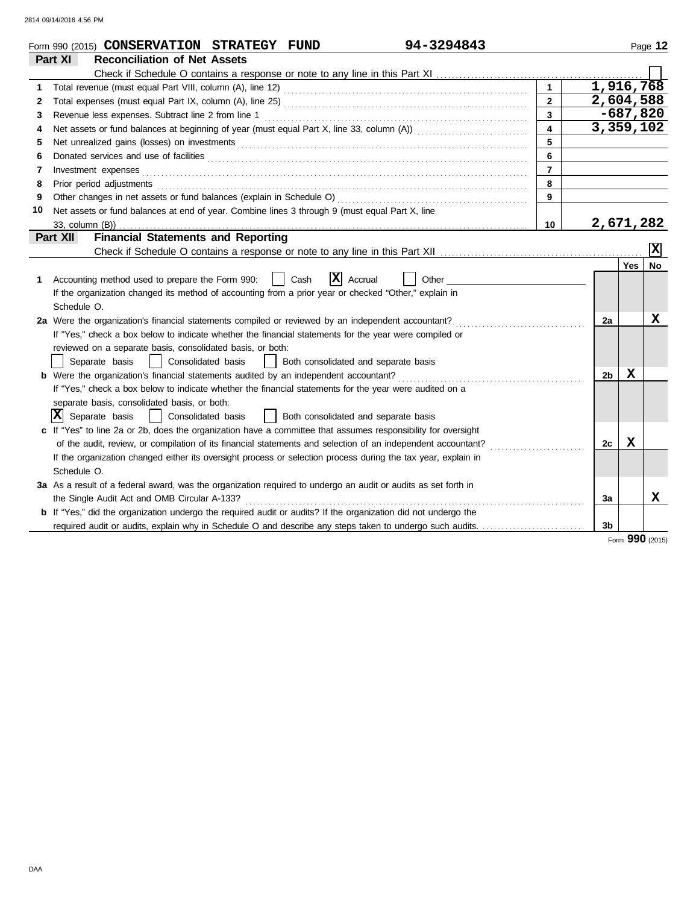Form 990 (2015) **CONSERVATION STRATEGY FUND** **94-3294843** Page **12**

## Part XI Reconciliation of Net Assets

Check if Schedule O contains a response or note to any line in this Part XI ☐

| | | | |
|---|---|---|---|
| 1 | Total revenue (must equal Part VIII, column (A), line 12) | 1 | 1,916,768 |
| 2 | Total expenses (must equal Part IX, column (A), line 25) | 2 | 2,604,588 |
| 3 | Revenue less expenses. Subtract line 2 from line 1 | 3 | -687,820 |
| 4 | Net assets or fund balances at beginning of year (must equal Part X, line 33, column (A)) | 4 | 3,359,102 |
| 5 | Net unrealized gains (losses) on investments | 5 | |
| 6 | Donated services and use of facilities | 6 | |
| 7 | Investment expenses | 7 | |
| 8 | Prior period adjustments | 8 | |
| 9 | Other changes in net assets or fund balances (explain in Schedule O) | 9 | |
| 10 | Net assets or fund balances at end of year. Combine lines 3 through 9 (must equal Part X, line 33, column (B)) | 10 | 2,671,282 |

## Part XII Financial Statements and Reporting

Check if Schedule O contains a response or note to any line in this Part XII ☒

| | | | Yes | No |
|---|---|---|---|---|
| 1 | Accounting method used to prepare the Form 990: ☐ Cash ☒ Accrual ☐ Other<br>If the organization changed its method of accounting from a prior year or checked "Other," explain in Schedule O. | | | |
| 2a | Were the organization's financial statements compiled or reviewed by an independent accountant?<br>If "Yes," check a box below to indicate whether the financial statements for the year were compiled or reviewed on a separate basis, consolidated basis, or both:<br>☐ Separate basis ☐ Consolidated basis ☐ Both consolidated and separate basis | 2a | | X |
| b | Were the organization's financial statements audited by an independent accountant?<br>If "Yes," check a box below to indicate whether the financial statements for the year were audited on a separate basis, consolidated basis, or both:<br>☒ Separate basis ☐ Consolidated basis ☐ Both consolidated and separate basis | 2b | X | |
| c | If "Yes" to line 2a or 2b, does the organization have a committee that assumes responsibility for oversight of the audit, review, or compilation of its financial statements and selection of an independent accountant?<br>If the organization changed either its oversight process or selection process during the tax year, explain in Schedule O. | 2c | X | |
| 3a | As a result of a federal award, was the organization required to undergo an audit or audits as set forth in the Single Audit Act and OMB Circular A-133? | 3a | | X |
| b | If "Yes," did the organization undergo the required audit or audits? If the organization did not undergo the required audit or audits, explain why in Schedule O and describe any steps taken to undergo such audits. | 3b | | |

Form **990** (2015)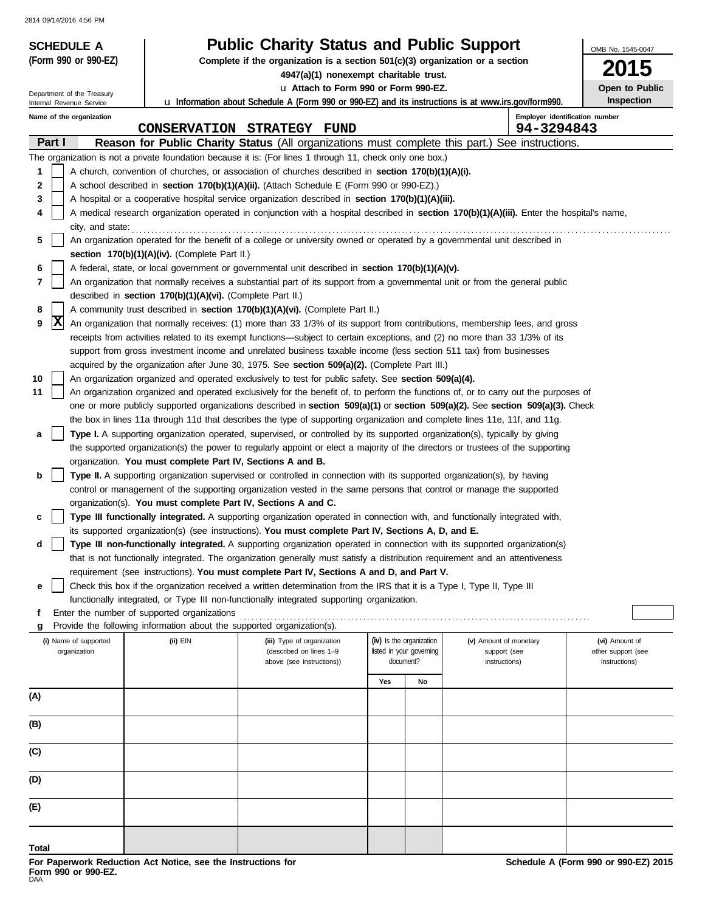**SCHEDULE A**
**(Form 990 or 990-EZ)**

Department of the Treasury
Internal Revenue Service

# Public Charity Status and Public Support

**Complete if the organization is a section 501(c)(3) organization or a section 4947(a)(1) nonexempt charitable trust.**

u **Attach to Form 990 or Form 990-EZ.**

u **Information about Schedule A (Form 990 or 990-EZ) and its instructions is at www.irs.gov/form990.**

OMB No. 1545-0047

**2015**

**Open to Public Inspection**

**Name of the organization**
CONSERVATION STRATEGY FUND

**Employer identification number**
94-3294843

**Part I** **Reason for Public Charity Status** (All organizations must complete this part.) See instructions.

The organization is not a private foundation because it is: (For lines 1 through 11, check only one box.)

1 [ ] A church, convention of churches, or association of churches described in **section 170(b)(1)(A)(i).**

2 [ ] A school described in **section 170(b)(1)(A)(ii).** (Attach Schedule E (Form 990 or 990-EZ).)

3 [ ] A hospital or a cooperative hospital service organization described in **section 170(b)(1)(A)(iii).**

4 [ ] A medical research organization operated in conjunction with a hospital described in **section 170(b)(1)(A)(iii).** Enter the hospital's name, city, and state:

5 [ ] An organization operated for the benefit of a college or university owned or operated by a governmental unit described in **section 170(b)(1)(A)(iv).** (Complete Part II.)

6 [ ] A federal, state, or local government or governmental unit described in **section 170(b)(1)(A)(v).**

7 [ ] An organization that normally receives a substantial part of its support from a governmental unit or from the general public described in **section 170(b)(1)(A)(vi).** (Complete Part II.)

8 [ ] A community trust described in **section 170(b)(1)(A)(vi).** (Complete Part II.)

9 [X] An organization that normally receives: (1) more than 33 1/3% of its support from contributions, membership fees, and gross receipts from activities related to its exempt functions—subject to certain exceptions, and (2) no more than 33 1/3% of its support from gross investment income and unrelated business taxable income (less section 511 tax) from businesses acquired by the organization after June 30, 1975. See **section 509(a)(2).** (Complete Part III.)

10 [ ] An organization organized and operated exclusively to test for public safety. See **section 509(a)(4).**

11 [ ] An organization organized and operated exclusively for the benefit of, to perform the functions of, or to carry out the purposes of one or more publicly supported organizations described in **section 509(a)(1)** or **section 509(a)(2).** See **section 509(a)(3).** Check the box in lines 11a through 11d that describes the type of supporting organization and complete lines 11e, 11f, and 11g.

a [ ] **Type I.** A supporting organization operated, supervised, or controlled by its supported organization(s), typically by giving the supported organization(s) the power to regularly appoint or elect a majority of the directors or trustees of the supporting organization. **You must complete Part IV, Sections A and B.**

b [ ] **Type II.** A supporting organization supervised or controlled in connection with its supported organization(s), by having control or management of the supporting organization vested in the same persons that control or manage the supported organization(s). **You must complete Part IV, Sections A and C.**

c [ ] **Type III functionally integrated.** A supporting organization operated in connection with, and functionally integrated with, its supported organization(s) (see instructions). **You must complete Part IV, Sections A, D, and E.**

d [ ] **Type III non-functionally integrated.** A supporting organization operated in connection with its supported organization(s) that is not functionally integrated. The organization generally must satisfy a distribution requirement and an attentiveness requirement (see instructions). **You must complete Part IV, Sections A and D, and Part V.**

e [ ] Check this box if the organization received a written determination from the IRS that it is a Type I, Type II, Type III functionally integrated, or Type III non-functionally integrated supporting organization.

f Enter the number of supported organizations

g Provide the following information about the supported organization(s).

| (i) Name of supported organization | (ii) EIN | (iii) Type of organization (described on lines 1–9 above (see instructions)) | (iv) Is the organization listed in your governing document? | | (v) Amount of monetary support (see instructions) | (vi) Amount of other support (see instructions) |
|---|---|---|---|---|---|---|
| | | | Yes | No | | |
| (A) | | | | | | |
| (B) | | | | | | |
| (C) | | | | | | |
| (D) | | | | | | |
| (E) | | | | | | |
| Total | | | | | | |

**For Paperwork Reduction Act Notice, see the Instructions for Form 990 or 990-EZ.**
DAA

**Schedule A (Form 990 or 990-EZ) 2015**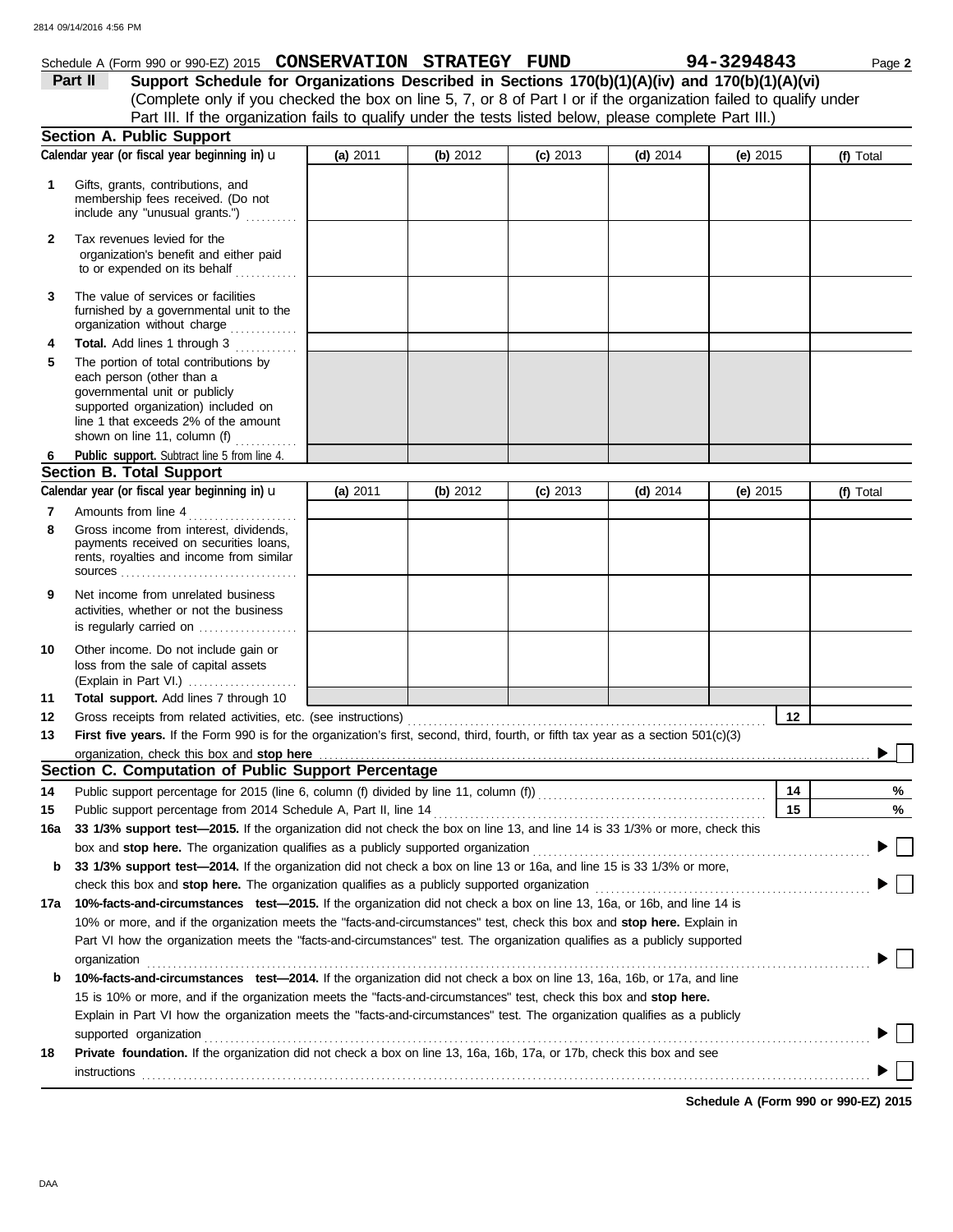Schedule A (Form 990 or 990-EZ) 2015 **CONSERVATION STRATEGY FUND** **94-3294843**

## Part II Support Schedule for Organizations Described in Sections 170(b)(1)(A)(iv) and 170(b)(1)(A)(vi)

(Complete only if you checked the box on line 5, 7, or 8 of Part I or if the organization failed to qualify under Part III. If the organization fails to qualify under the tests listed below, please complete Part III.)

### Section A. Public Support

| Calendar year (or fiscal year beginning in) u | (a) 2011 | (b) 2012 | (c) 2013 | (d) 2014 | (e) 2015 | (f) Total |
|---|---|---|---|---|---|---|
| **1** Gifts, grants, contributions, and membership fees received. (Do not include any "unusual grants.") | | | | | | |
| **2** Tax revenues levied for the organization's benefit and either paid to or expended on its behalf | | | | | | |
| **3** The value of services or facilities furnished by a governmental unit to the organization without charge | | | | | | |
| **4** **Total.** Add lines 1 through 3 | | | | | | |
| **5** The portion of total contributions by each person (other than a governmental unit or publicly supported organization) included on line 1 that exceeds 2% of the amount shown on line 11, column (f) | | | | | | |
| **6** **Public support.** Subtract line 5 from line 4. | | | | | | |

### Section B. Total Support

| Calendar year (or fiscal year beginning in) u | (a) 2011 | (b) 2012 | (c) 2013 | (d) 2014 | (e) 2015 | (f) Total |
|---|---|---|---|---|---|---|
| **7** Amounts from line 4 | | | | | | |
| **8** Gross income from interest, dividends, payments received on securities loans, rents, royalties and income from similar sources | | | | | | |
| **9** Net income from unrelated business activities, whether or not the business is regularly carried on | | | | | | |
| **10** Other income. Do not include gain or loss from the sale of capital assets (Explain in Part VI.) | | | | | | |
| **11** **Total support.** Add lines 7 through 10 | | | | | | |

**12** Gross receipts from related activities, etc. (see instructions) — **12**

**13** **First five years.** If the Form 990 is for the organization's first, second, third, fourth, or fifth tax year as a section 501(c)(3) organization, check this box and **stop here** ☐

### Section C. Computation of Public Support Percentage

**14** Public support percentage for 2015 (line 6, column (f) divided by line 11, column (f)) — **14** %

**15** Public support percentage from 2014 Schedule A, Part II, line 14 — **15** %

**16a** **33 1/3% support test—2015.** If the organization did not check the box on line 13, and line 14 is 33 1/3% or more, check this box and **stop here.** The organization qualifies as a publicly supported organization ☐

**b** **33 1/3% support test—2014.** If the organization did not check a box on line 13 or 16a, and line 15 is 33 1/3% or more, check this box and **stop here.** The organization qualifies as a publicly supported organization ☐

**17a** **10%-facts-and-circumstances test—2015.** If the organization did not check a box on line 13, 16a, or 16b, and line 14 is 10% or more, and if the organization meets the "facts-and-circumstances" test, check this box and **stop here.** Explain in Part VI how the organization meets the "facts-and-circumstances" test. The organization qualifies as a publicly supported organization ☐

**b** **10%-facts-and-circumstances test—2014.** If the organization did not check a box on line 13, 16a, 16b, or 17a, and line 15 is 10% or more, and if the organization meets the "facts-and-circumstances" test, check this box and **stop here.** Explain in Part VI how the organization meets the "facts-and-circumstances" test. The organization qualifies as a publicly supported organization ☐

**18** **Private foundation.** If the organization did not check a box on line 13, 16a, 16b, 17a, or 17b, check this box and see instructions ☐

**Schedule A (Form 990 or 990-EZ) 2015**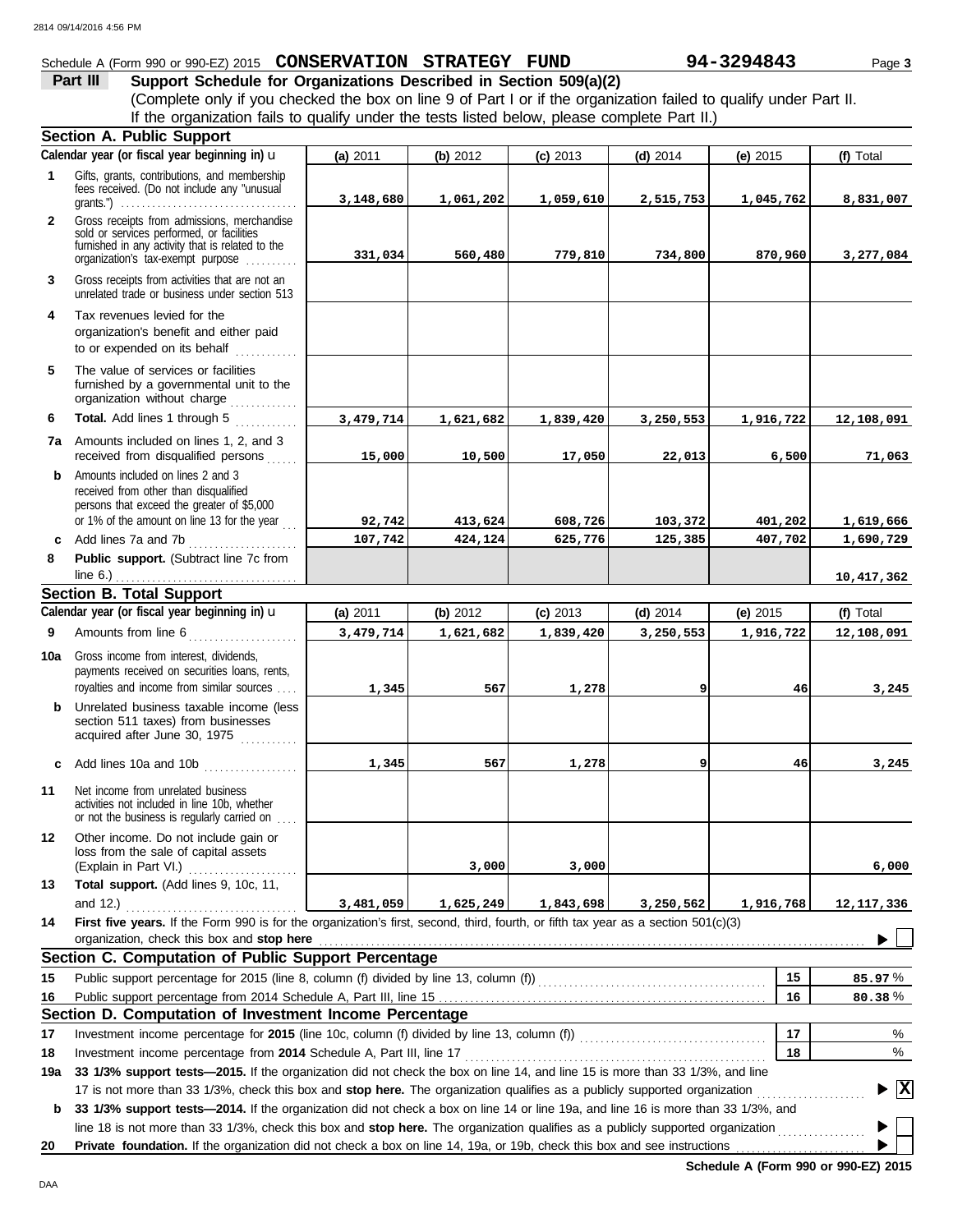Schedule A (Form 990 or 990-EZ) 2015 **CONSERVATION STRATEGY FUND** **94-3294843** Page **3**

## Part III Support Schedule for Organizations Described in Section 509(a)(2)

(Complete only if you checked the box on line 9 of Part I or if the organization failed to qualify under Part II. If the organization fails to qualify under the tests listed below, please complete Part II.)

### Section A. Public Support

| | Calendar year (or fiscal year beginning in) u | (a) 2011 | (b) 2012 | (c) 2013 | (d) 2014 | (e) 2015 | (f) Total |
|---|---|---|---|---|---|---|---|
| 1 | Gifts, grants, contributions, and membership fees received. (Do not include any "unusual grants.") | 3,148,680 | 1,061,202 | 1,059,610 | 2,515,753 | 1,045,762 | 8,831,007 |
| 2 | Gross receipts from admissions, merchandise sold or services performed, or facilities furnished in any activity that is related to the organization's tax-exempt purpose | 331,034 | 560,480 | 779,810 | 734,800 | 870,960 | 3,277,084 |
| 3 | Gross receipts from activities that are not an unrelated trade or business under section 513 | | | | | | |
| 4 | Tax revenues levied for the organization's benefit and either paid to or expended on its behalf | | | | | | |
| 5 | The value of services or facilities furnished by a governmental unit to the organization without charge | | | | | | |
| 6 | **Total.** Add lines 1 through 5 | 3,479,714 | 1,621,682 | 1,839,420 | 3,250,553 | 1,916,722 | 12,108,091 |
| 7a | Amounts included on lines 1, 2, and 3 received from disqualified persons | 15,000 | 10,500 | 17,050 | 22,013 | 6,500 | 71,063 |
| b | Amounts included on lines 2 and 3 received from other than disqualified persons that exceed the greater of $5,000 or 1% of the amount on line 13 for the year | 92,742 | 413,624 | 608,726 | 103,372 | 401,202 | 1,619,666 |
| c | Add lines 7a and 7b | 107,742 | 424,124 | 625,776 | 125,385 | 407,702 | 1,690,729 |
| 8 | **Public support.** (Subtract line 7c from line 6.) | | | | | | 10,417,362 |

### Section B. Total Support

| | Calendar year (or fiscal year beginning in) u | (a) 2011 | (b) 2012 | (c) 2013 | (d) 2014 | (e) 2015 | (f) Total |
|---|---|---|---|---|---|---|---|
| 9 | Amounts from line 6 | 3,479,714 | 1,621,682 | 1,839,420 | 3,250,553 | 1,916,722 | 12,108,091 |
| 10a | Gross income from interest, dividends, payments received on securities loans, rents, royalties and income from similar sources | 1,345 | 567 | 1,278 | 9 | 46 | 3,245 |
| b | Unrelated business taxable income (less section 511 taxes) from businesses acquired after June 30, 1975 | | | | | | |
| c | Add lines 10a and 10b | 1,345 | 567 | 1,278 | 9 | 46 | 3,245 |
| 11 | Net income from unrelated business activities not included in line 10b, whether or not the business is regularly carried on | | | | | | |
| 12 | Other income. Do not include gain or loss from the sale of capital assets (Explain in Part VI.) | | 3,000 | 3,000 | | | 6,000 |
| 13 | **Total support.** (Add lines 9, 10c, 11, and 12.) | 3,481,059 | 1,625,249 | 1,843,698 | 3,250,562 | 1,916,768 | 12,117,336 |

**14** **First five years.** If the Form 990 is for the organization's first, second, third, fourth, or fifth tax year as a section 501(c)(3) organization, check this box and **stop here** ▶ ☐

### Section C. Computation of Public Support Percentage

| | | | |
|---|---|---|---|
| 15 | Public support percentage for 2015 (line 8, column (f) divided by line 13, column (f)) | 15 | 85.97 % |
| 16 | Public support percentage from 2014 Schedule A, Part III, line 15 | 16 | 80.38 % |

### Section D. Computation of Investment Income Percentage

| | | | |
|---|---|---|---|
| 17 | Investment income percentage for **2015** (line 10c, column (f) divided by line 13, column (f)) | 17 | % |
| 18 | Investment income percentage from **2014** Schedule A, Part III, line 17 | 18 | % |

**19a** **33 1/3% support tests—2015.** If the organization did not check the box on line 14, and line 15 is more than 33 1/3%, and line 17 is not more than 33 1/3%, check this box and **stop here.** The organization qualifies as a publicly supported organization ▶ ☒

**b** **33 1/3% support tests—2014.** If the organization did not check a box on line 14 or line 19a, and line 16 is more than 33 1/3%, and line 18 is not more than 33 1/3%, check this box and **stop here.** The organization qualifies as a publicly supported organization ▶ ☐

**20** **Private foundation.** If the organization did not check a box on line 14, 19a, or 19b, check this box and see instructions ▶ ☐

**Schedule A (Form 990 or 990-EZ) 2015**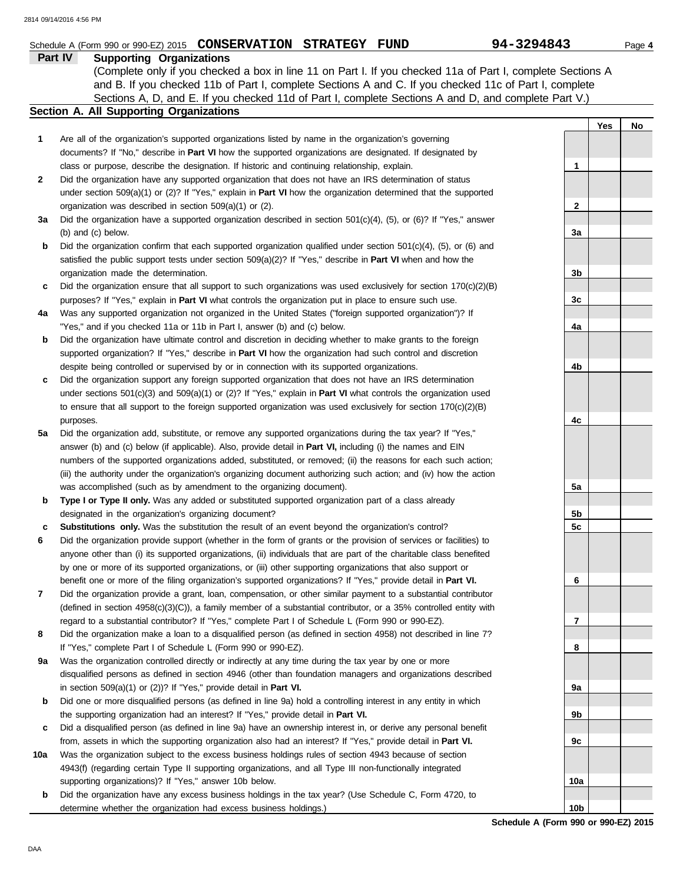Schedule A (Form 990 or 990-EZ) 2015 **CONSERVATION STRATEGY FUND** **94-3294843** Page **4**

## Part IV Supporting Organizations

(Complete only if you checked a box in line 11 on Part I. If you checked 11a of Part I, complete Sections A and B. If you checked 11b of Part I, complete Sections A and C. If you checked 11c of Part I, complete Sections A, D, and E. If you checked 11d of Part I, complete Sections A and D, and complete Part V.)

### Section A. All Supporting Organizations

| | | | Yes | No |
|---|---|---|---|---|
| **1** | Are all of the organization's supported organizations listed by name in the organization's governing documents? If "No," describe in **Part VI** how the supported organizations are designated. If designated by class or purpose, describe the designation. If historic and continuing relationship, explain. | 1 | | |
| **2** | Did the organization have any supported organization that does not have an IRS determination of status under section 509(a)(1) or (2)? If "Yes," explain in **Part VI** how the organization determined that the supported organization was described in section 509(a)(1) or (2). | 2 | | |
| **3a** | Did the organization have a supported organization described in section 501(c)(4), (5), or (6)? If "Yes," answer (b) and (c) below. | 3a | | |
| **b** | Did the organization confirm that each supported organization qualified under section 501(c)(4), (5), or (6) and satisfied the public support tests under section 509(a)(2)? If "Yes," describe in **Part VI** when and how the organization made the determination. | 3b | | |
| **c** | Did the organization ensure that all support to such organizations was used exclusively for section 170(c)(2)(B) purposes? If "Yes," explain in **Part VI** what controls the organization put in place to ensure such use. | 3c | | |
| **4a** | Was any supported organization not organized in the United States ("foreign supported organization")? If "Yes," and if you checked 11a or 11b in Part I, answer (b) and (c) below. | 4a | | |
| **b** | Did the organization have ultimate control and discretion in deciding whether to make grants to the foreign supported organization? If "Yes," describe in **Part VI** how the organization had such control and discretion despite being controlled or supervised by or in connection with its supported organizations. | 4b | | |
| **c** | Did the organization support any foreign supported organization that does not have an IRS determination under sections 501(c)(3) and 509(a)(1) or (2)? If "Yes," explain in **Part VI** what controls the organization used to ensure that all support to the foreign supported organization was used exclusively for section 170(c)(2)(B) purposes. | 4c | | |
| **5a** | Did the organization add, substitute, or remove any supported organizations during the tax year? If "Yes," answer (b) and (c) below (if applicable). Also, provide detail in **Part VI,** including (i) the names and EIN numbers of the supported organizations added, substituted, or removed; (ii) the reasons for each such action; (iii) the authority under the organization's organizing document authorizing such action; and (iv) how the action was accomplished (such as by amendment to the organizing document). | 5a | | |
| **b** | **Type I or Type II only.** Was any added or substituted supported organization part of a class already designated in the organization's organizing document? | 5b | | |
| **c** | **Substitutions only.** Was the substitution the result of an event beyond the organization's control? | 5c | | |
| **6** | Did the organization provide support (whether in the form of grants or the provision of services or facilities) to anyone other than (i) its supported organizations, (ii) individuals that are part of the charitable class benefited by one or more of its supported organizations, or (iii) other supporting organizations that also support or benefit one or more of the filing organization's supported organizations? If "Yes," provide detail in **Part VI.** | 6 | | |
| **7** | Did the organization provide a grant, loan, compensation, or other similar payment to a substantial contributor (defined in section 4958(c)(3)(C)), a family member of a substantial contributor, or a 35% controlled entity with regard to a substantial contributor? If "Yes," complete Part I of Schedule L (Form 990 or 990-EZ). | 7 | | |
| **8** | Did the organization make a loan to a disqualified person (as defined in section 4958) not described in line 7? If "Yes," complete Part I of Schedule L (Form 990 or 990-EZ). | 8 | | |
| **9a** | Was the organization controlled directly or indirectly at any time during the tax year by one or more disqualified persons as defined in section 4946 (other than foundation managers and organizations described in section 509(a)(1) or (2))? If "Yes," provide detail in **Part VI.** | 9a | | |
| **b** | Did one or more disqualified persons (as defined in line 9a) hold a controlling interest in any entity in which the supporting organization had an interest? If "Yes," provide detail in **Part VI.** | 9b | | |
| **c** | Did a disqualified person (as defined in line 9a) have an ownership interest in, or derive any personal benefit from, assets in which the supporting organization also had an interest? If "Yes," provide detail in **Part VI.** | 9c | | |
| **10a** | Was the organization subject to the excess business holdings rules of section 4943 because of section 4943(f) (regarding certain Type II supporting organizations, and all Type III non-functionally integrated supporting organizations)? If "Yes," answer 10b below. | 10a | | |
| **b** | Did the organization have any excess business holdings in the tax year? (Use Schedule C, Form 4720, to determine whether the organization had excess business holdings.) | 10b | | |

**Schedule A (Form 990 or 990-EZ) 2015**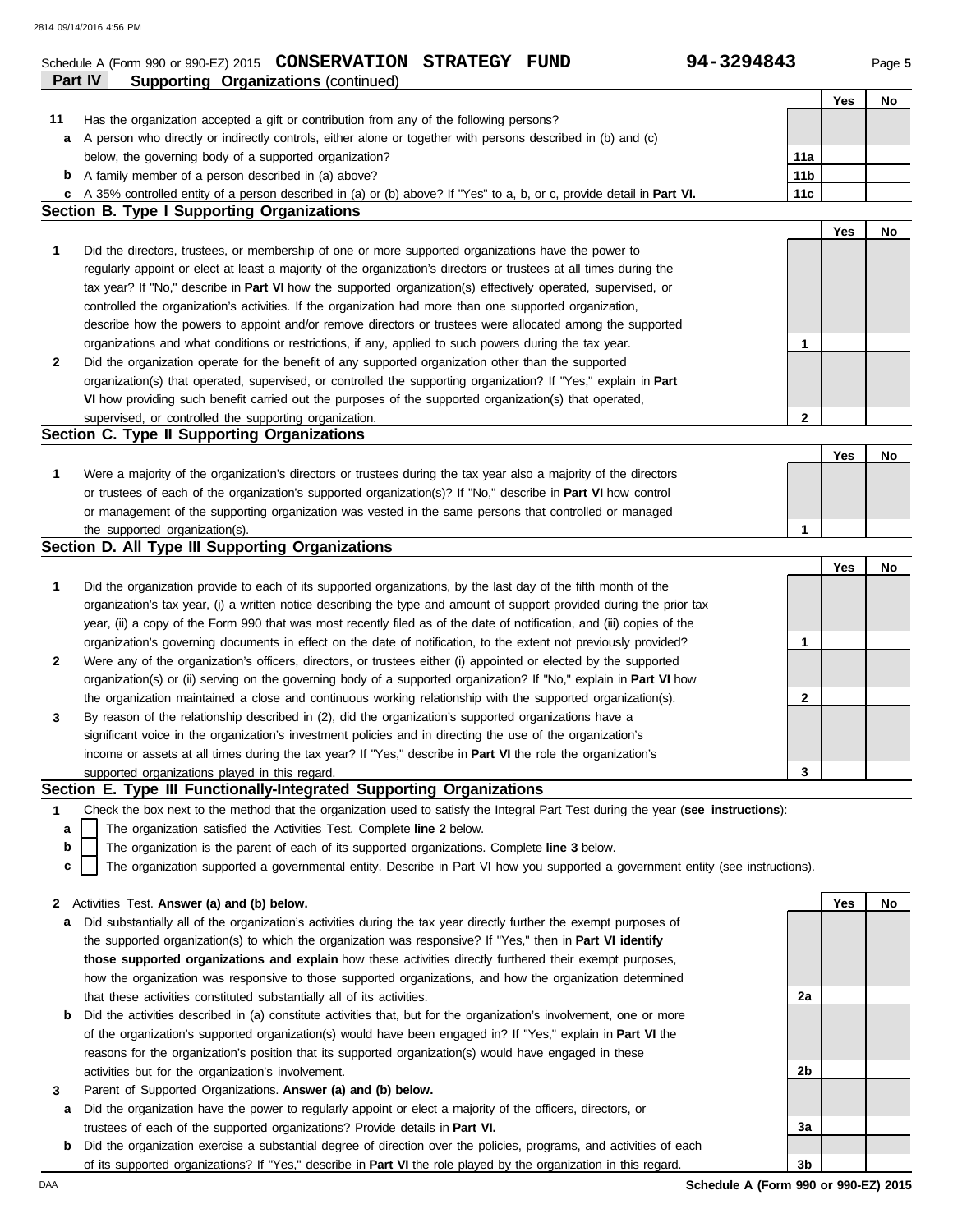Schedule A (Form 990 or 990-EZ) 2015 **CONSERVATION STRATEGY FUND** **94-3294843** Page **5**

## Part IV Supporting Organizations (continued)

| | | | Yes | No |
|---|---|---|---|---|
| **11** | Has the organization accepted a gift or contribution from any of the following persons? | | | |
| **a** | A person who directly or indirectly controls, either alone or together with persons described in (b) and (c) below, the governing body of a supported organization? | **11a** | | |
| **b** | A family member of a person described in (a) above? | **11b** | | |
| **c** | A 35% controlled entity of a person described in (a) or (b) above? If "Yes" to a, b, or c, provide detail in **Part VI.** | **11c** | | |

### Section B. Type I Supporting Organizations

| | | | Yes | No |
|---|---|---|---|---|
| **1** | Did the directors, trustees, or membership of one or more supported organizations have the power to regularly appoint or elect at least a majority of the organization's directors or trustees at all times during the tax year? If "No," describe in **Part VI** how the supported organization(s) effectively operated, supervised, or controlled the organization's activities. If the organization had more than one supported organization, describe how the powers to appoint and/or remove directors or trustees were allocated among the supported organizations and what conditions or restrictions, if any, applied to such powers during the tax year. | **1** | | |
| **2** | Did the organization operate for the benefit of any supported organization other than the supported organization(s) that operated, supervised, or controlled the supporting organization? If "Yes," explain in **Part VI** how providing such benefit carried out the purposes of the supported organization(s) that operated, supervised, or controlled the supporting organization. | **2** | | |

### Section C. Type II Supporting Organizations

| | | | Yes | No |
|---|---|---|---|---|
| **1** | Were a majority of the organization's directors or trustees during the tax year also a majority of the directors or trustees of each of the organization's supported organization(s)? If "No," describe in **Part VI** how control or management of the supporting organization was vested in the same persons that controlled or managed the supported organization(s). | **1** | | |

### Section D. All Type III Supporting Organizations

| | | | Yes | No |
|---|---|---|---|---|
| **1** | Did the organization provide to each of its supported organizations, by the last day of the fifth month of the organization's tax year, (i) a written notice describing the type and amount of support provided during the prior tax year, (ii) a copy of the Form 990 that was most recently filed as of the date of notification, and (iii) copies of the organization's governing documents in effect on the date of notification, to the extent not previously provided? | **1** | | |
| **2** | Were any of the organization's officers, directors, or trustees either (i) appointed or elected by the supported organization(s) or (ii) serving on the governing body of a supported organization? If "No," explain in **Part VI** how the organization maintained a close and continuous working relationship with the supported organization(s). | **2** | | |
| **3** | By reason of the relationship described in (2), did the organization's supported organizations have a significant voice in the organization's investment policies and in directing the use of the organization's income or assets at all times during the tax year? If "Yes," describe in **Part VI** the role the organization's supported organizations played in this regard. | **3** | | |

### Section E. Type III Functionally-Integrated Supporting Organizations

**1** Check the box next to the method that the organization used to satisfy the Integral Part Test during the year (**see instructions**):

- **a** ☐ The organization satisfied the Activities Test. Complete **line 2** below.
- **b** ☐ The organization is the parent of each of its supported organizations. Complete **line 3** below.
- **c** ☐ The organization supported a governmental entity. Describe in Part VI how you supported a government entity (see instructions).

| | | | Yes | No |
|---|---|---|---|---|
| **2** | Activities Test. **Answer (a) and (b) below.** | | | |
| **a** | Did substantially all of the organization's activities during the tax year directly further the exempt purposes of the supported organization(s) to which the organization was responsive? If "Yes," then in **Part VI identify those supported organizations and explain** how these activities directly furthered their exempt purposes, how the organization was responsive to those supported organizations, and how the organization determined that these activities constituted substantially all of its activities. | **2a** | | |
| **b** | Did the activities described in (a) constitute activities that, but for the organization's involvement, one or more of the organization's supported organization(s) would have been engaged in? If "Yes," explain in **Part VI** the reasons for the organization's position that its supported organization(s) would have engaged in these activities but for the organization's involvement. | **2b** | | |
| **3** | Parent of Supported Organizations. **Answer (a) and (b) below.** | | | |
| **a** | Did the organization have the power to regularly appoint or elect a majority of the officers, directors, or trustees of each of the supported organizations? Provide details in **Part VI.** | **3a** | | |
| **b** | Did the organization exercise a substantial degree of direction over the policies, programs, and activities of each of its supported organizations? If "Yes," describe in **Part VI** the role played by the organization in this regard. | **3b** | | |

**Schedule A (Form 990 or 990-EZ) 2015**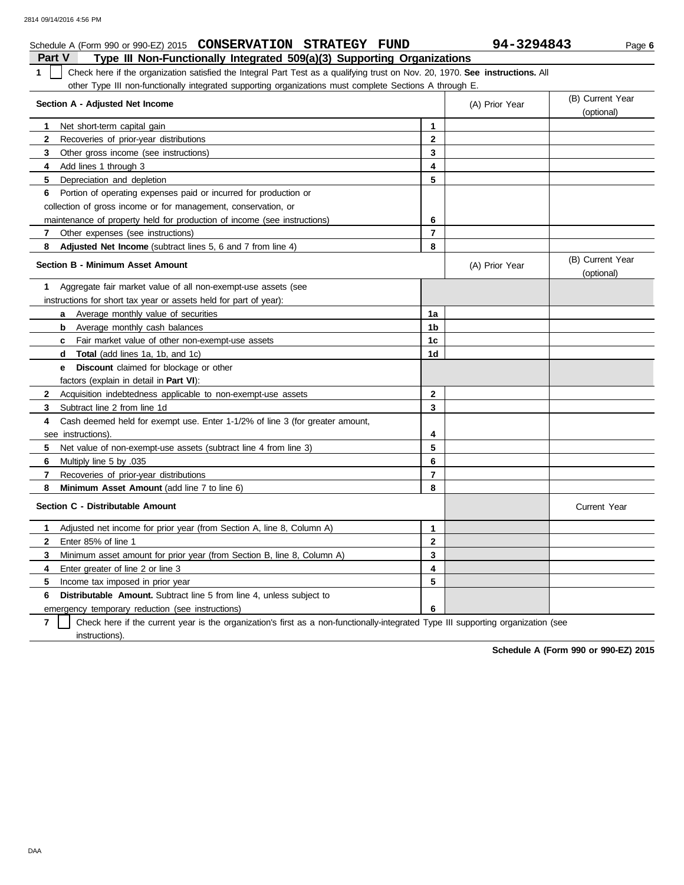Schedule A (Form 990 or 990-EZ) 2015 **CONSERVATION STRATEGY FUND** **94-3294843** Page **6**

## Part V Type III Non-Functionally Integrated 509(a)(3) Supporting Organizations

**1** ☐ Check here if the organization satisfied the Integral Part Test as a qualifying trust on Nov. 20, 1970. **See instructions.** All other Type III non-functionally integrated supporting organizations must complete Sections A through E.

| **Section A - Adjusted Net Income** | | (A) Prior Year | (B) Current Year (optional) |
|---|---|---|---|
| **1** Net short-term capital gain | **1** | | |
| **2** Recoveries of prior-year distributions | **2** | | |
| **3** Other gross income (see instructions) | **3** | | |
| **4** Add lines 1 through 3 | **4** | | |
| **5** Depreciation and depletion | **5** | | |
| **6** Portion of operating expenses paid or incurred for production or collection of gross income or for management, conservation, or maintenance of property held for production of income (see instructions) | **6** | | |
| **7** Other expenses (see instructions) | **7** | | |
| **8** **Adjusted Net Income** (subtract lines 5, 6 and 7 from line 4) | **8** | | |

| **Section B - Minimum Asset Amount** | | (A) Prior Year | (B) Current Year (optional) |
|---|---|---|---|
| **1** Aggregate fair market value of all non-exempt-use assets (see instructions for short tax year or assets held for part of year): | | | |
| **a** Average monthly value of securities | **1a** | | |
| **b** Average monthly cash balances | **1b** | | |
| **c** Fair market value of other non-exempt-use assets | **1c** | | |
| **d** **Total** (add lines 1a, 1b, and 1c) | **1d** | | |
| **e** **Discount** claimed for blockage or other factors (explain in detail in **Part VI**): | | | |
| **2** Acquisition indebtedness applicable to non-exempt-use assets | **2** | | |
| **3** Subtract line 2 from line 1d | **3** | | |
| **4** Cash deemed held for exempt use. Enter 1-1/2% of line 3 (for greater amount, see instructions). | **4** | | |
| **5** Net value of non-exempt-use assets (subtract line 4 from line 3) | **5** | | |
| **6** Multiply line 5 by .035 | **6** | | |
| **7** Recoveries of prior-year distributions | **7** | | |
| **8** **Minimum Asset Amount** (add line 7 to line 6) | **8** | | |

| **Section C - Distributable Amount** | | | Current Year |
|---|---|---|---|
| **1** Adjusted net income for prior year (from Section A, line 8, Column A) | **1** | | |
| **2** Enter 85% of line 1 | **2** | | |
| **3** Minimum asset amount for prior year (from Section B, line 8, Column A) | **3** | | |
| **4** Enter greater of line 2 or line 3 | **4** | | |
| **5** Income tax imposed in prior year | **5** | | |
| **6** **Distributable Amount.** Subtract line 5 from line 4, unless subject to emergency temporary reduction (see instructions) | **6** | | |

**7** ☐ Check here if the current year is the organization's first as a non-functionally-integrated Type III supporting organization (see instructions).

**Schedule A (Form 990 or 990-EZ) 2015**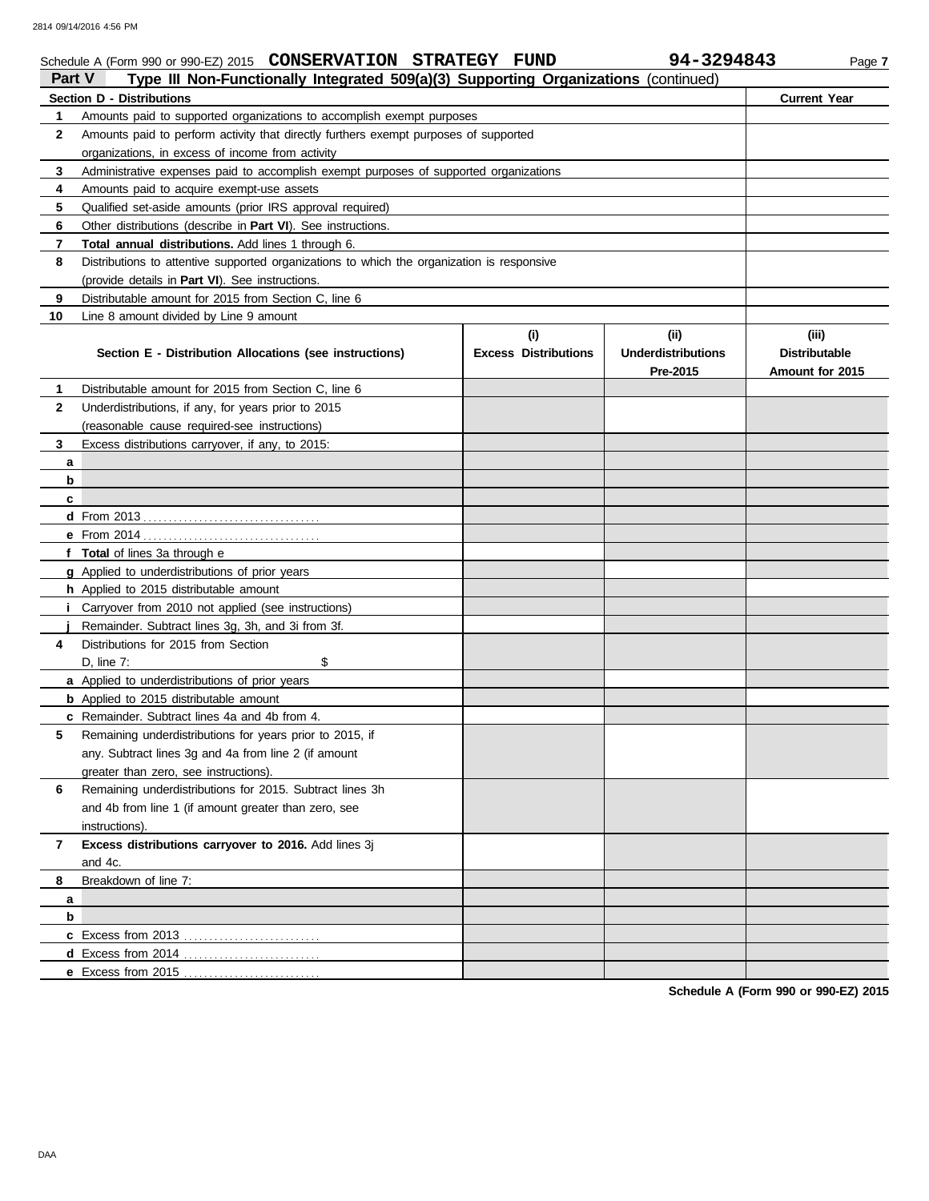Schedule A (Form 990 or 990-EZ) 2015 **CONSERVATION STRATEGY FUND** **94-3294843** Page **7**

## Part V Type III Non-Functionally Integrated 509(a)(3) Supporting Organizations (continued)

| | Section D - Distributions | Current Year |
|---|---|---|
| 1 | Amounts paid to supported organizations to accomplish exempt purposes | |
| 2 | Amounts paid to perform activity that directly furthers exempt purposes of supported organizations, in excess of income from activity | |
| 3 | Administrative expenses paid to accomplish exempt purposes of supported organizations | |
| 4 | Amounts paid to acquire exempt-use assets | |
| 5 | Qualified set-aside amounts (prior IRS approval required) | |
| 6 | Other distributions (describe in **Part VI**). See instructions. | |
| 7 | **Total annual distributions.** Add lines 1 through 6. | |
| 8 | Distributions to attentive supported organizations to which the organization is responsive (provide details in **Part VI**). See instructions. | |
| 9 | Distributable amount for 2015 from Section C, line 6 | |
| 10 | Line 8 amount divided by Line 9 amount | |

| | Section E - Distribution Allocations (see instructions) | (i) Excess Distributions | (ii) Underdistributions Pre-2015 | (iii) Distributable Amount for 2015 |
|---|---|---|---|---|
| 1 | Distributable amount for 2015 from Section C, line 6 | | | |
| 2 | Underdistributions, if any, for years prior to 2015 (reasonable cause required-see instructions) | | | |
| 3 | Excess distributions carryover, if any, to 2015: | | | |
| a | | | | |
| b | | | | |
| c | | | | |
| d | From 2013 | | | |
| e | From 2014 | | | |
| f | **Total** of lines 3a through e | | | |
| g | Applied to underdistributions of prior years | | | |
| h | Applied to 2015 distributable amount | | | |
| i | Carryover from 2010 not applied (see instructions) | | | |
| j | Remainder. Subtract lines 3g, 3h, and 3i from 3f. | | | |
| 4 | Distributions for 2015 from Section D, line 7: $ | | | |
| a | Applied to underdistributions of prior years | | | |
| b | Applied to 2015 distributable amount | | | |
| c | Remainder. Subtract lines 4a and 4b from 4. | | | |
| 5 | Remaining underdistributions for years prior to 2015, if any. Subtract lines 3g and 4a from line 2 (if amount greater than zero, see instructions). | | | |
| 6 | Remaining underdistributions for 2015. Subtract lines 3h and 4b from line 1 (if amount greater than zero, see instructions). | | | |
| 7 | **Excess distributions carryover to 2016.** Add lines 3j and 4c. | | | |
| 8 | Breakdown of line 7: | | | |
| a | | | | |
| b | | | | |
| c | Excess from 2013 | | | |
| d | Excess from 2014 | | | |
| e | Excess from 2015 | | | |

**Schedule A (Form 990 or 990-EZ) 2015**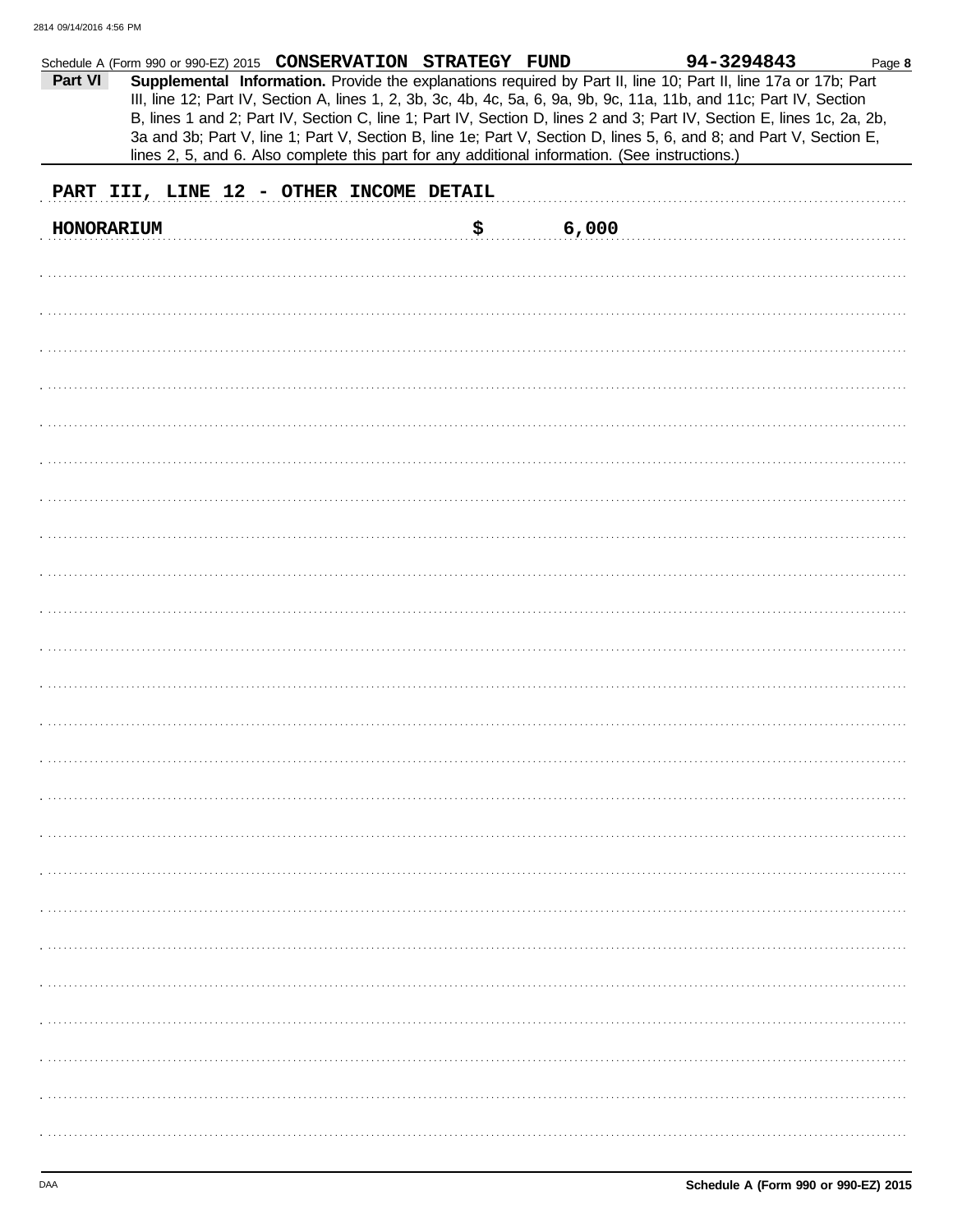Schedule A (Form 990 or 990-EZ) 2015 **CONSERVATION STRATEGY FUND** **94-3294843**

**Part VI** **Supplemental Information.** Provide the explanations required by Part II, line 10; Part II, line 17a or 17b; Part III, line 12; Part IV, Section A, lines 1, 2, 3b, 3c, 4b, 4c, 5a, 6, 9a, 9b, 9c, 11a, 11b, and 11c; Part IV, Section B, lines 1 and 2; Part IV, Section C, line 1; Part IV, Section D, lines 2 and 3; Part IV, Section E, lines 1c, 2a, 2b, 3a and 3b; Part V, line 1; Part V, Section B, line 1e; Part V, Section D, lines 5, 6, and 8; and Part V, Section E, lines 2, 5, and 6. Also complete this part for any additional information. (See instructions.)

**PART III, LINE 12 - OTHER INCOME DETAIL**

**HONORARIUM** **$ 6,000**

DAA **Schedule A (Form 990 or 990-EZ) 2015**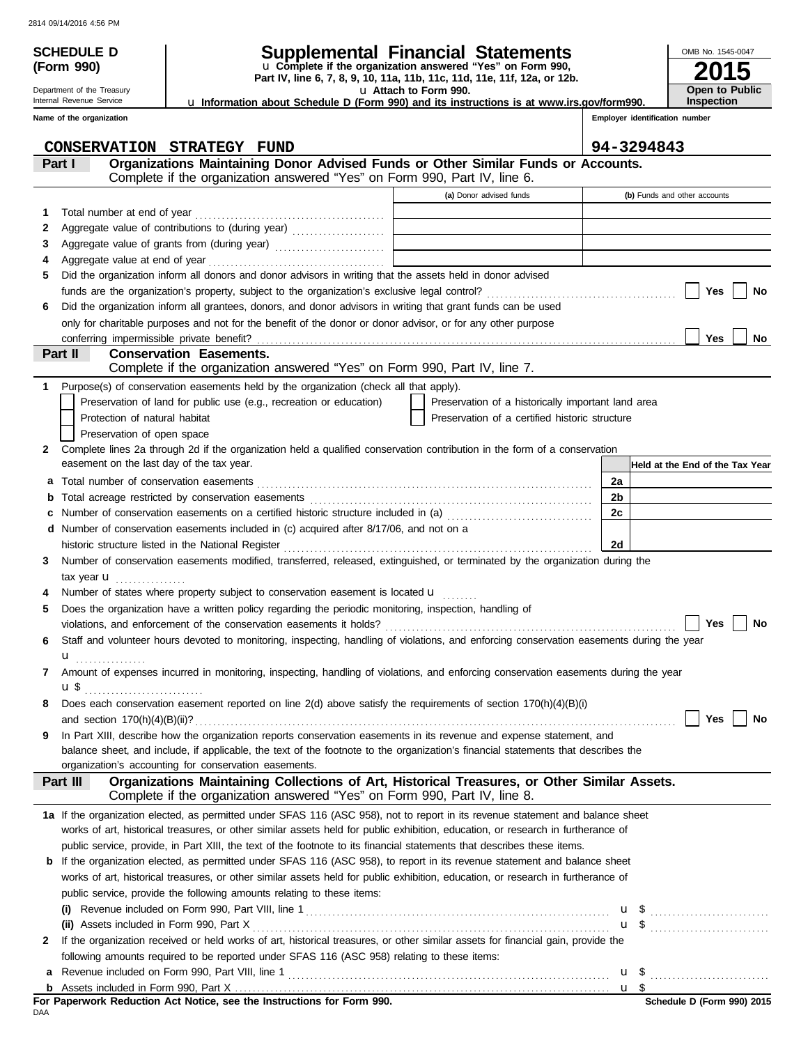2814 09/14/2016 4:56 PM

**SCHEDULE D (Form 990)**

Department of the Treasury
Internal Revenue Service

# Supplemental Financial Statements

u Complete if the organization answered "Yes" on Form 990, Part IV, line 6, 7, 8, 9, 10, 11a, 11b, 11c, 11d, 11e, 11f, 12a, or 12b.

u Attach to Form 990.

u Information about Schedule D (Form 990) and its instructions is at www.irs.gov/form990.

OMB No. 1545-0047

**2015**

**Open to Public Inspection**

**Name of the organization**: CONSERVATION STRATEGY FUND

**Employer identification number**: 94-3294843

## Part I Organizations Maintaining Donor Advised Funds or Other Similar Funds or Accounts.

Complete if the organization answered "Yes" on Form 990, Part IV, line 6.

| | | (a) Donor advised funds | (b) Funds and other accounts |
|---|---|---|---|
| 1 | Total number at end of year | | |
| 2 | Aggregate value of contributions to (during year) | | |
| 3 | Aggregate value of grants from (during year) | | |
| 4 | Aggregate value at end of year | | |

5 Did the organization inform all donors and donor advisors in writing that the assets held in donor advised funds are the organization's property, subject to the organization's exclusive legal control? ☐ Yes ☐ No

6 Did the organization inform all grantees, donors, and donor advisors in writing that grant funds can be used only for charitable purposes and not for the benefit of the donor or donor advisor, or for any other purpose conferring impermissible private benefit? ☐ Yes ☐ No

## Part II Conservation Easements.

Complete if the organization answered "Yes" on Form 990, Part IV, line 7.

1 Purpose(s) of conservation easements held by the organization (check all that apply).

- ☐ Preservation of land for public use (e.g., recreation or education)
- ☐ Protection of natural habitat
- ☐ Preservation of open space
- ☐ Preservation of a historically important land area
- ☐ Preservation of a certified historic structure

2 Complete lines 2a through 2d if the organization held a qualified conservation contribution in the form of a conservation easement on the last day of the tax year.

| | | | Held at the End of the Tax Year |
|---|---|---|---|
| a | Total number of conservation easements | 2a | |
| b | Total acreage restricted by conservation easements | 2b | |
| c | Number of conservation easements on a certified historic structure included in (a) | 2c | |
| d | Number of conservation easements included in (c) acquired after 8/17/06, and not on a historic structure listed in the National Register | 2d | |

3 Number of conservation easements modified, transferred, released, extinguished, or terminated by the organization during the tax year u

4 Number of states where property subject to conservation easement is located u

5 Does the organization have a written policy regarding the periodic monitoring, inspection, handling of violations, and enforcement of the conservation easements it holds? ☐ Yes ☐ No

6 Staff and volunteer hours devoted to monitoring, inspecting, handling of violations, and enforcing conservation easements during the year u

7 Amount of expenses incurred in monitoring, inspecting, handling of violations, and enforcing conservation easements during the year u $

8 Does each conservation easement reported on line 2(d) above satisfy the requirements of section 170(h)(4)(B)(i) and section 170(h)(4)(B)(ii)? ☐ Yes ☐ No

9 In Part XIII, describe how the organization reports conservation easements in its revenue and expense statement, and balance sheet, and include, if applicable, the text of the footnote to the organization's financial statements that describes the organization's accounting for conservation easements.

## Part III Organizations Maintaining Collections of Art, Historical Treasures, or Other Similar Assets.

Complete if the organization answered "Yes" on Form 990, Part IV, line 8.

1a If the organization elected, as permitted under SFAS 116 (ASC 958), not to report in its revenue statement and balance sheet works of art, historical treasures, or other similar assets held for public exhibition, education, or research in furtherance of public service, provide, in Part XIII, the text of the footnote to its financial statements that describes these items.

b If the organization elected, as permitted under SFAS 116 (ASC 958), to report in its revenue statement and balance sheet works of art, historical treasures, or other similar assets held for public exhibition, education, or research in furtherance of public service, provide the following amounts relating to these items:

(i) Revenue included on Form 990, Part VIII, line 1 u $

(ii) Assets included in Form 990, Part X u $

2 If the organization received or held works of art, historical treasures, or other similar assets for financial gain, provide the following amounts required to be reported under SFAS 116 (ASC 958) relating to these items:

a Revenue included on Form 990, Part VIII, line 1 u $

b Assets included in Form 990, Part X u $

**For Paperwork Reduction Act Notice, see the Instructions for Form 990.**

DAA

**Schedule D (Form 990) 2015**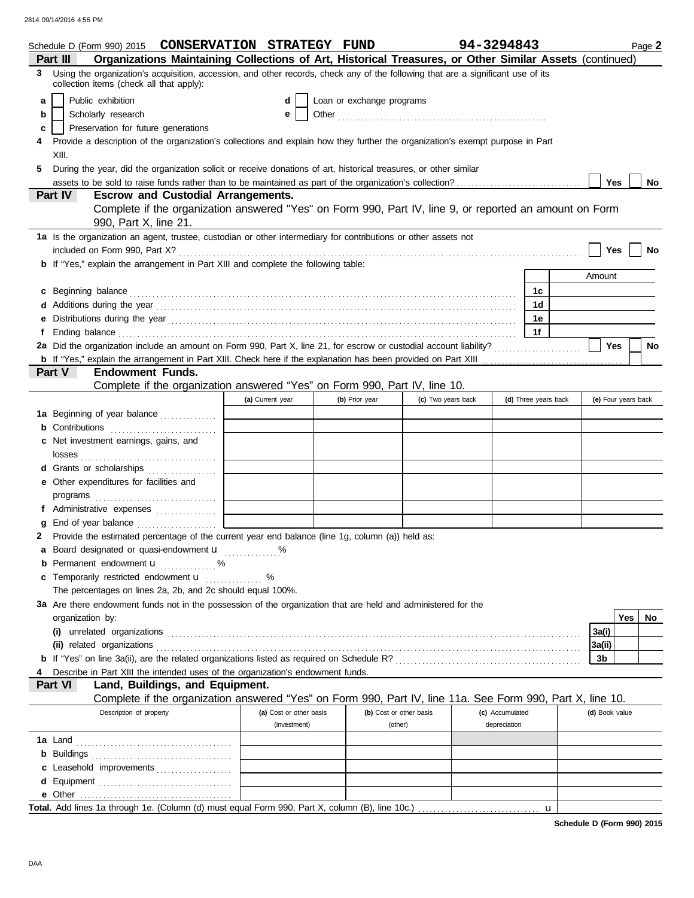Schedule D (Form 990) 2015 **CONSERVATION STRATEGY FUND** **94-3294843** Page **2**

## Part III Organizations Maintaining Collections of Art, Historical Treasures, or Other Similar Assets (continued)

**3** Using the organization's acquisition, accession, and other records, check any of the following that are a significant use of its collection items (check all that apply):

- **a** ☐ Public exhibition
- **b** ☐ Scholarly research
- **c** ☐ Preservation for future generations
- **d** ☐ Loan or exchange programs
- **e** ☐ Other ........................................................

**4** Provide a description of the organization's collections and explain how they further the organization's exempt purpose in Part XIII.

**5** During the year, did the organization solicit or receive donations of art, historical treasures, or other similar assets to be sold to raise funds rather than to be maintained as part of the organization's collection? ☐ Yes ☐ No

## Part IV Escrow and Custodial Arrangements.

Complete if the organization answered "Yes" on Form 990, Part IV, line 9, or reported an amount on Form 990, Part X, line 21.

**1a** Is the organization an agent, trustee, custodian or other intermediary for contributions or other assets not included on Form 990, Part X? ☐ Yes ☐ No

**b** If "Yes," explain the arrangement in Part XIII and complete the following table:

| | | Amount |
|---|---|---|
| **c** Beginning balance | 1c | |
| **d** Additions during the year | 1d | |
| **e** Distributions during the year | 1e | |
| **f** Ending balance | 1f | |

**2a** Did the organization include an amount on Form 990, Part X, line 21, for escrow or custodial account liability? ☐ Yes ☐ No

**b** If "Yes," explain the arrangement in Part XIII. Check here if the explanation has been provided on Part XIII ☐

## Part V Endowment Funds.

Complete if the organization answered "Yes" on Form 990, Part IV, line 10.

| | (a) Current year | (b) Prior year | (c) Two years back | (d) Three years back | (e) Four years back |
|---|---|---|---|---|---|
| **1a** Beginning of year balance | | | | | |
| **b** Contributions | | | | | |
| **c** Net investment earnings, gains, and losses | | | | | |
| **d** Grants or scholarships | | | | | |
| **e** Other expenditures for facilities and programs | | | | | |
| **f** Administrative expenses | | | | | |
| **g** End of year balance | | | | | |

**2** Provide the estimated percentage of the current year end balance (line 1g, column (a)) held as:

- **a** Board designated or quasi-endowment u ............. %
- **b** Permanent endowment u ............. %
- **c** Temporarily restricted endowment u ............. %

The percentages on lines 2a, 2b, and 2c should equal 100%.

**3a** Are there endowment funds not in the possession of the organization that are held and administered for the organization by:

| | | Yes | No |
|---|---|---|---|
| **(i)** unrelated organizations | 3a(i) | | |
| **(ii)** related organizations | 3a(ii) | | |
| **b** If "Yes" on line 3a(ii), are the related organizations listed as required on Schedule R? | 3b | | |

**4** Describe in Part XIII the intended uses of the organization's endowment funds.

## Part VI Land, Buildings, and Equipment.

Complete if the organization answered "Yes" on Form 990, Part IV, line 11a. See Form 990, Part X, line 10.

| Description of property | (a) Cost or other basis (investment) | (b) Cost or other basis (other) | (c) Accumulated depreciation | (d) Book value |
|---|---|---|---|---|
| **1a** Land | | | | |
| **b** Buildings | | | | |
| **c** Leasehold improvements | | | | |
| **d** Equipment | | | | |
| **e** Other | | | | |

**Total.** Add lines 1a through 1e. (Column (d) must equal Form 990, Part X, column (B), line 10c.) u

**Schedule D (Form 990) 2015**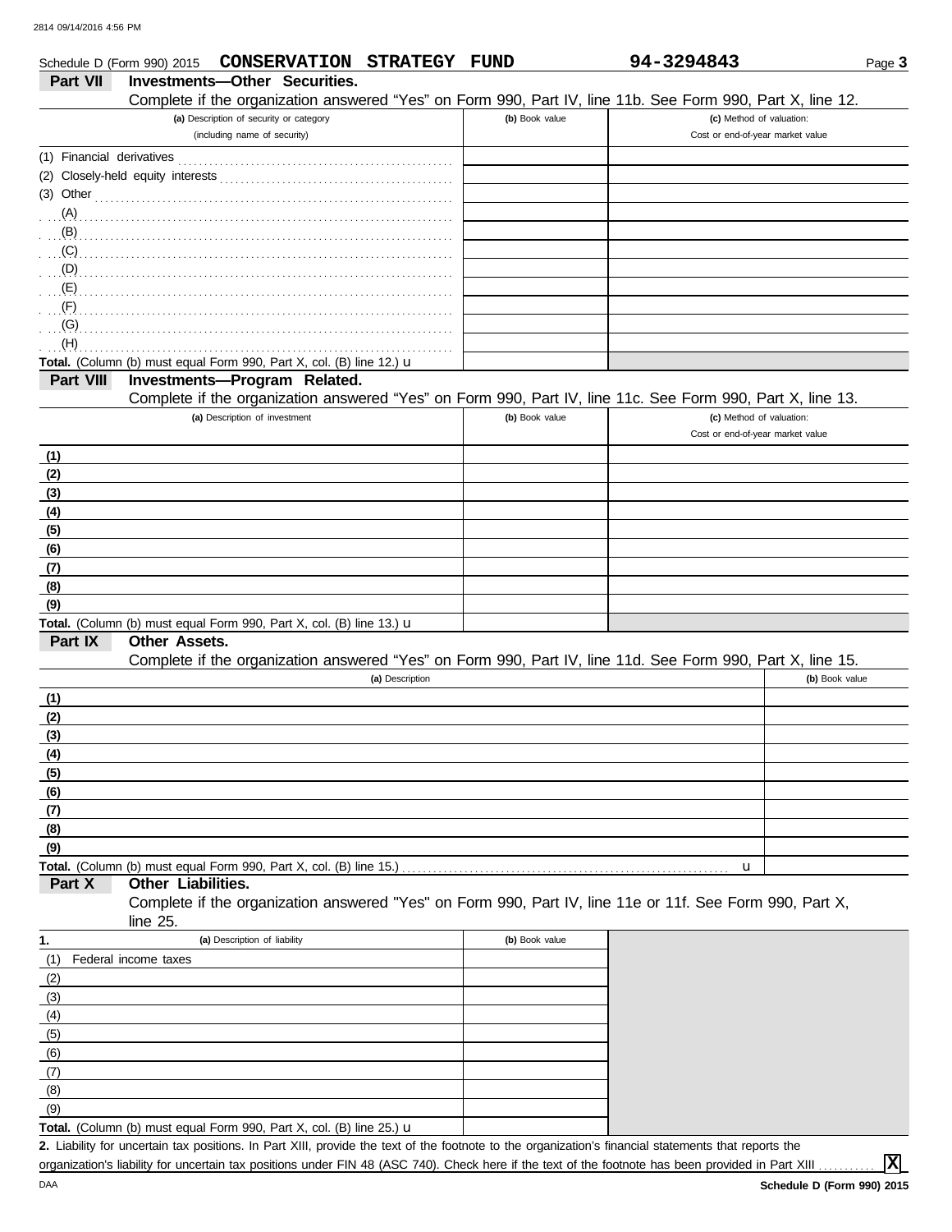Schedule D (Form 990) 2015 **CONSERVATION STRATEGY FUND** **94-3294843** Page **3**

## Part VII Investments—Other Securities.

Complete if the organization answered "Yes" on Form 990, Part IV, line 11b. See Form 990, Part X, line 12.

| (a) Description of security or category (including name of security) | (b) Book value | (c) Method of valuation: Cost or end-of-year market value |
|---|---|---|
| (1) Financial derivatives | | |
| (2) Closely-held equity interests | | |
| (3) Other | | |
| (A) | | |
| (B) | | |
| (C) | | |
| (D) | | |
| (E) | | |
| (F) | | |
| (G) | | |
| (H) | | |
| **Total.** (Column (b) must equal Form 990, Part X, col. (B) line 12.) u | | |

## Part VIII Investments—Program Related.

Complete if the organization answered "Yes" on Form 990, Part IV, line 11c. See Form 990, Part X, line 13.

| (a) Description of investment | (b) Book value | (c) Method of valuation: Cost or end-of-year market value |
|---|---|---|
| (1) | | |
| (2) | | |
| (3) | | |
| (4) | | |
| (5) | | |
| (6) | | |
| (7) | | |
| (8) | | |
| (9) | | |
| **Total.** (Column (b) must equal Form 990, Part X, col. (B) line 13.) u | | |

## Part IX Other Assets.

Complete if the organization answered "Yes" on Form 990, Part IV, line 11d. See Form 990, Part X, line 15.

| (a) Description | (b) Book value |
|---|---|
| (1) | |
| (2) | |
| (3) | |
| (4) | |
| (5) | |
| (6) | |
| (7) | |
| (8) | |
| (9) | |
| **Total.** (Column (b) must equal Form 990, Part X, col. (B) line 15.) u | |

## Part X Other Liabilities.

Complete if the organization answered "Yes" on Form 990, Part IV, line 11e or 11f. See Form 990, Part X, line 25.

| 1. (a) Description of liability | (b) Book value |
|---|---|
| (1) Federal income taxes | |
| (2) | |
| (3) | |
| (4) | |
| (5) | |
| (6) | |
| (7) | |
| (8) | |
| (9) | |
| **Total.** (Column (b) must equal Form 990, Part X, col. (B) line 25.) u | |

**2.** Liability for uncertain tax positions. In Part XIII, provide the text of the footnote to the organization's financial statements that reports the organization's liability for uncertain tax positions under FIN 48 (ASC 740). Check here if the text of the footnote has been provided in Part XIII ☒

DAA **Schedule D (Form 990) 2015**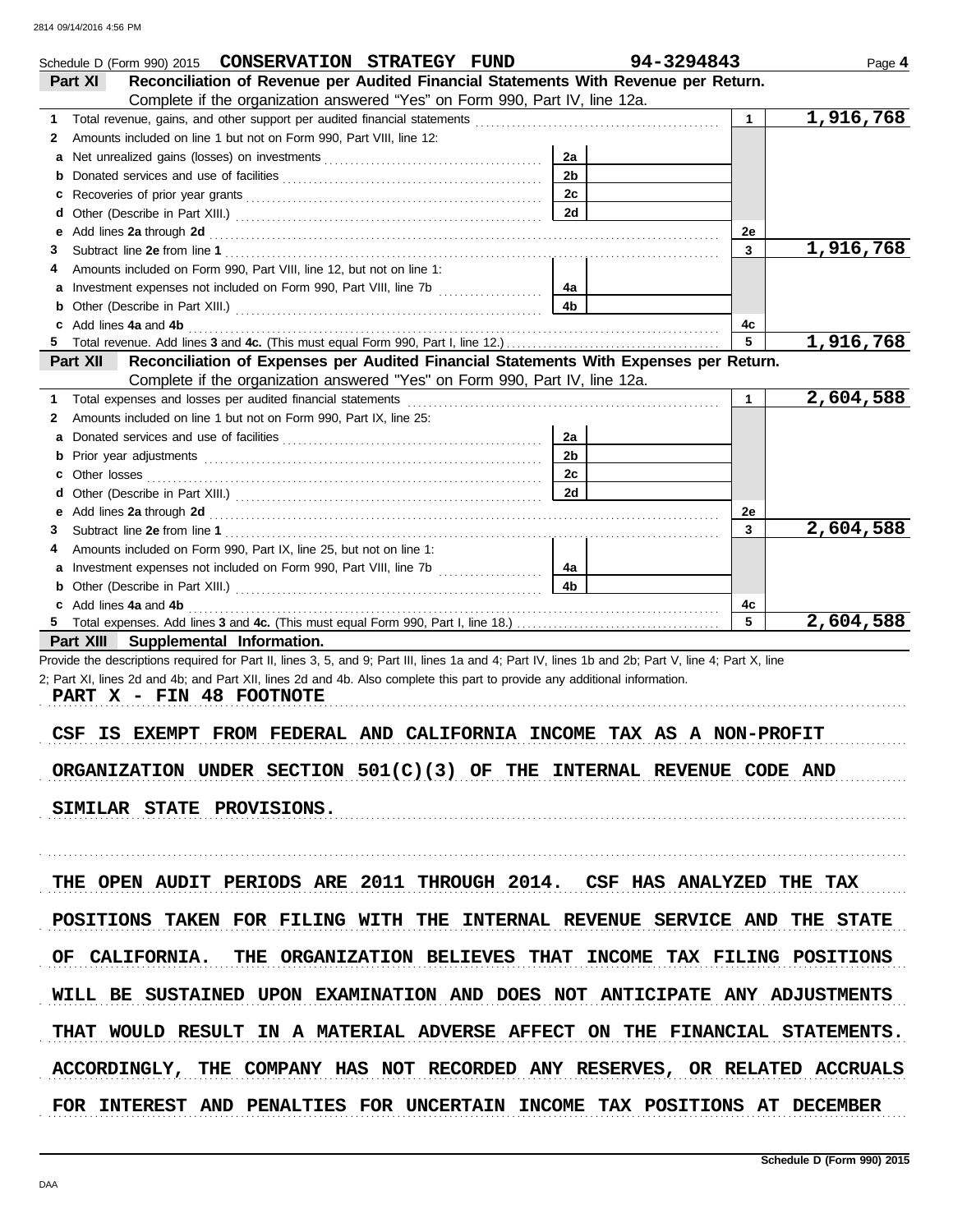Schedule D (Form 990) 2015 **CONSERVATION STRATEGY FUND** **94-3294843** Page **4**

## Part XI Reconciliation of Revenue per Audited Financial Statements With Revenue per Return.

Complete if the organization answered "Yes" on Form 990, Part IV, line 12a.

| | | | | | |
|---|---|---|---|---|---|
| **1** | Total revenue, gains, and other support per audited financial statements | | | 1 | 1,916,768 |
| **2** | Amounts included on line 1 but not on Form 990, Part VIII, line 12: | | | | |
| **a** | Net unrealized gains (losses) on investments | 2a | | | |
| **b** | Donated services and use of facilities | 2b | | | |
| **c** | Recoveries of prior year grants | 2c | | | |
| **d** | Other (Describe in Part XIII.) | 2d | | | |
| **e** | Add lines **2a** through **2d** | | | 2e | |
| **3** | Subtract line **2e** from line **1** | | | 3 | 1,916,768 |
| **4** | Amounts included on Form 990, Part VIII, line 12, but not on line 1: | | | | |
| **a** | Investment expenses not included on Form 990, Part VIII, line 7b | 4a | | | |
| **b** | Other (Describe in Part XIII.) | 4b | | | |
| **c** | Add lines **4a** and **4b** | | | 4c | |
| **5** | Total revenue. Add lines **3** and **4c.** (This must equal Form 990, Part I, line 12.) | | | 5 | 1,916,768 |

## Part XII Reconciliation of Expenses per Audited Financial Statements With Expenses per Return.

Complete if the organization answered "Yes" on Form 990, Part IV, line 12a.

| | | | | | |
|---|---|---|---|---|---|
| **1** | Total expenses and losses per audited financial statements | | | 1 | 2,604,588 |
| **2** | Amounts included on line 1 but not on Form 990, Part IX, line 25: | | | | |
| **a** | Donated services and use of facilities | 2a | | | |
| **b** | Prior year adjustments | 2b | | | |
| **c** | Other losses | 2c | | | |
| **d** | Other (Describe in Part XIII.) | 2d | | | |
| **e** | Add lines **2a** through **2d** | | | 2e | |
| **3** | Subtract line **2e** from line **1** | | | 3 | 2,604,588 |
| **4** | Amounts included on Form 990, Part IX, line 25, but not on line 1: | | | | |
| **a** | Investment expenses not included on Form 990, Part VIII, line 7b | 4a | | | |
| **b** | Other (Describe in Part XIII.) | 4b | | | |
| **c** | Add lines **4a** and **4b** | | | 4c | |
| **5** | Total expenses. Add lines **3** and **4c.** (This must equal Form 990, Part I, line 18.) | | | 5 | 2,604,588 |

## Part XIII Supplemental Information.

Provide the descriptions required for Part II, lines 3, 5, and 9; Part III, lines 1a and 4; Part IV, lines 1b and 2b; Part V, line 4; Part X, line 2; Part XI, lines 2d and 4b; and Part XII, lines 2d and 4b. Also complete this part to provide any additional information.

PART X - FIN 48 FOOTNOTE

CSF IS EXEMPT FROM FEDERAL AND CALIFORNIA INCOME TAX AS A NON-PROFIT ORGANIZATION UNDER SECTION 501(C)(3) OF THE INTERNAL REVENUE CODE AND SIMILAR STATE PROVISIONS.

THE OPEN AUDIT PERIODS ARE 2011 THROUGH 2014. CSF HAS ANALYZED THE TAX POSITIONS TAKEN FOR FILING WITH THE INTERNAL REVENUE SERVICE AND THE STATE OF CALIFORNIA. THE ORGANIZATION BELIEVES THAT INCOME TAX FILING POSITIONS WILL BE SUSTAINED UPON EXAMINATION AND DOES NOT ANTICIPATE ANY ADJUSTMENTS THAT WOULD RESULT IN A MATERIAL ADVERSE AFFECT ON THE FINANCIAL STATEMENTS. ACCORDINGLY, THE COMPANY HAS NOT RECORDED ANY RESERVES, OR RELATED ACCRUALS FOR INTEREST AND PENALTIES FOR UNCERTAIN INCOME TAX POSITIONS AT DECEMBER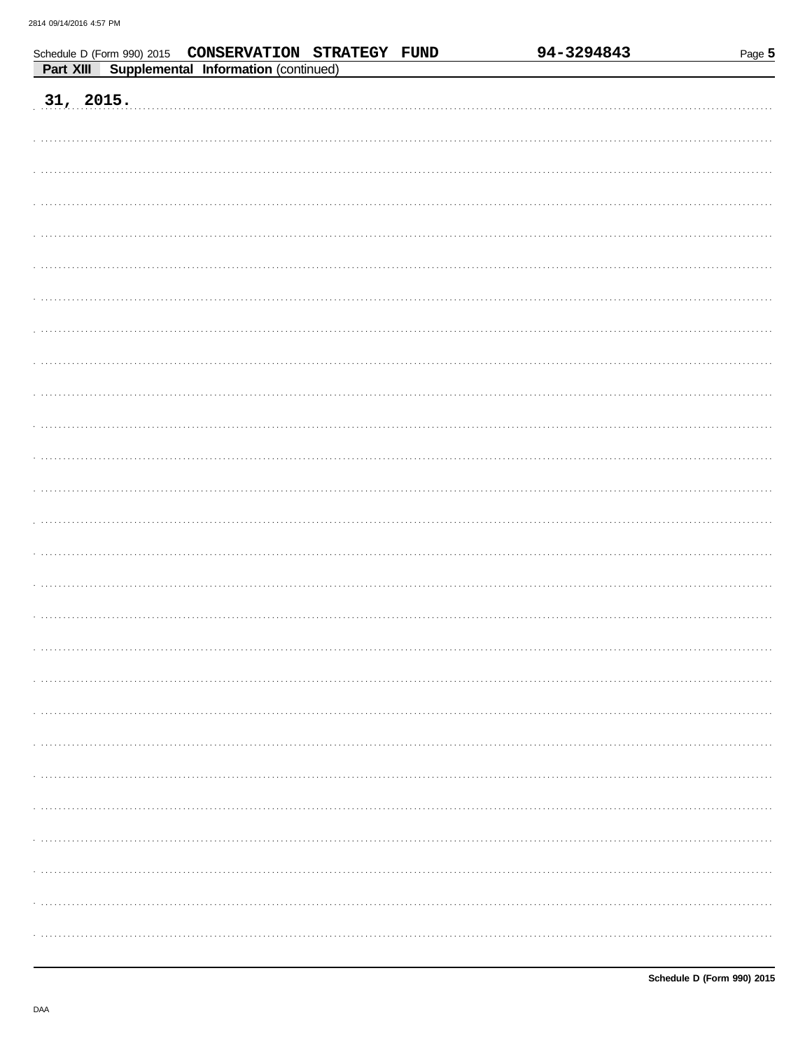Schedule D (Form 990) 2015 CONSERVATION STRATEGY FUND 94-3294843

**Part XIII Supplemental Information** (continued)

31, 2015.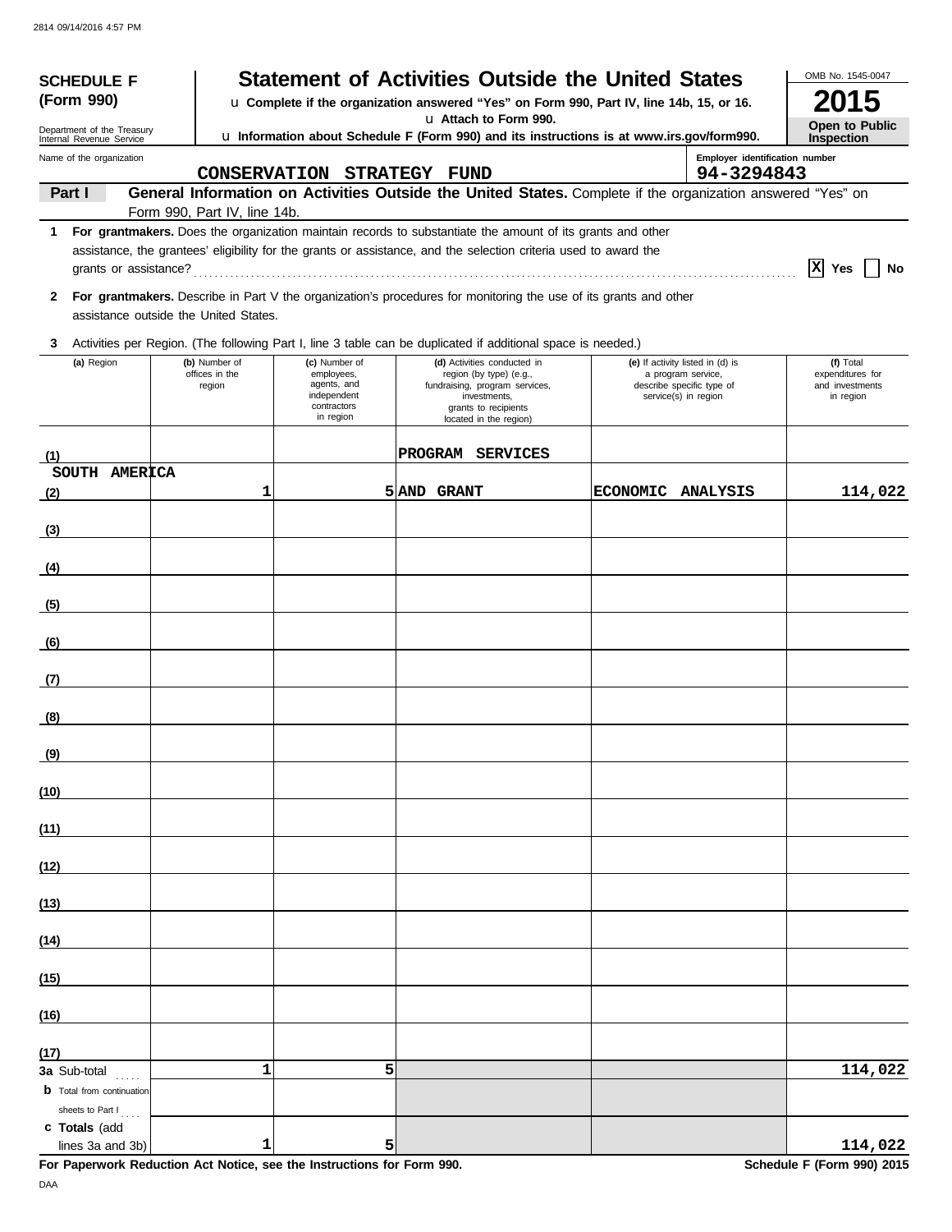**SCHEDULE F (Form 990)**

Department of the Treasury
Internal Revenue Service

# Statement of Activities Outside the United States

u Complete if the organization answered "Yes" on Form 990, Part IV, line 14b, 15, or 16.

u Attach to Form 990.

u Information about Schedule F (Form 990) and its instructions is at www.irs.gov/form990.

OMB No. 1545-0047

**2015**

**Open to Public Inspection**

Name of the organization: CONSERVATION STRATEGY FUND

Employer identification number: 94-3294843

**Part I — General Information on Activities Outside the United States.** Complete if the organization answered "Yes" on Form 990, Part IV, line 14b.

1 **For grantmakers.** Does the organization maintain records to substantiate the amount of its grants and other assistance, the grantees' eligibility for the grants or assistance, and the selection criteria used to award the grants or assistance? .......... [X] Yes [ ] No

2 **For grantmakers.** Describe in Part V the organization's procedures for monitoring the use of its grants and other assistance outside the United States.

3 Activities per Region. (The following Part I, line 3 table can be duplicated if additional space is needed.)

| (a) Region | (b) Number of offices in the region | (c) Number of employees, agents, and independent contractors in region | (d) Activities conducted in region (by type) (e.g., fundraising, program services, investments, grants to recipients located in the region) | (e) If activity listed in (d) is a program service, describe specific type of service(s) in region | (f) Total expenditures for and investments in region |
|---|---|---|---|---|---|
| (1) SOUTH AMERICA | 1 | 5 | PROGRAM SERVICES AND GRANT | ECONOMIC ANALYSIS | 114,022 |
| (2) | | | | | |
| (3) | | | | | |
| (4) | | | | | |
| (5) | | | | | |
| (6) | | | | | |
| (7) | | | | | |
| (8) | | | | | |
| (9) | | | | | |
| (10) | | | | | |
| (11) | | | | | |
| (12) | | | | | |
| (13) | | | | | |
| (14) | | | | | |
| (15) | | | | | |
| (16) | | | | | |
| (17) | | | | | |
| 3a Sub-total | 1 | 5 | | | 114,022 |
| b Total from continuation sheets to Part I | | | | | |
| c Totals (add lines 3a and 3b) | 1 | 5 | | | 114,022 |

**For Paperwork Reduction Act Notice, see the Instructions for Form 990.**

**Schedule F (Form 990) 2015**

DAA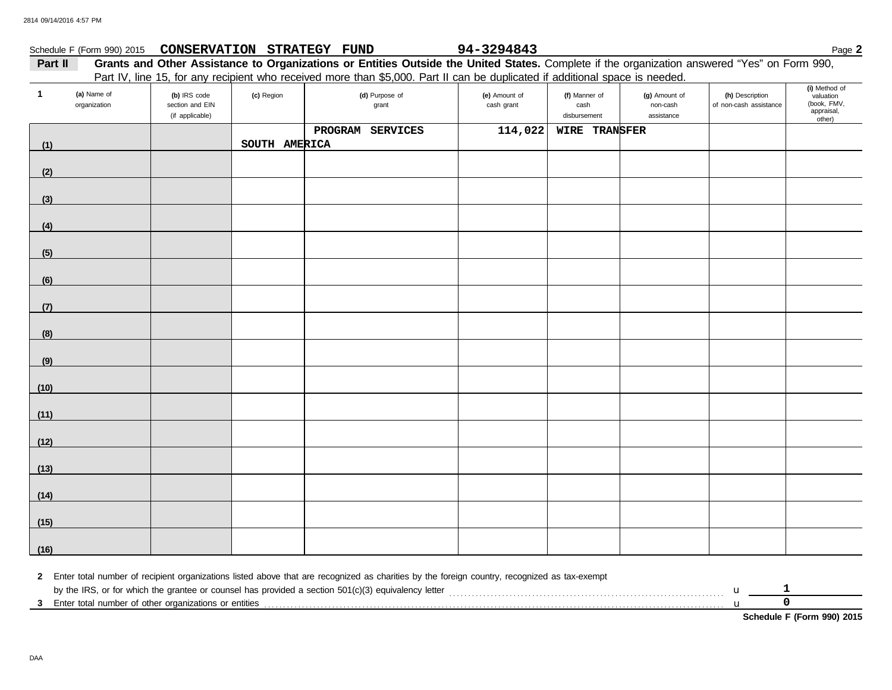Schedule F (Form 990) 2015 **CONSERVATION STRATEGY FUND** **94-3294843** Page **2**

**Part II** **Grants and Other Assistance to Organizations or Entities Outside the United States.** Complete if the organization answered "Yes" on Form 990, Part IV, line 15, for any recipient who received more than $5,000. Part II can be duplicated if additional space is needed.

| 1 (a) Name of organization | (b) IRS code section and EIN (if applicable) | (c) Region | (d) Purpose of grant | (e) Amount of cash grant | (f) Manner of cash disbursement | (g) Amount of non-cash assistance | (h) Description of non-cash assistance | (i) Method of valuation (book, FMV, appraisal, other) |
|---|---|---|---|---|---|---|---|---|
| (1) | | SOUTH AMERICA | PROGRAM SERVICES | 114,022 | WIRE TRANSFER | | | |
| (2) | | | | | | | | |
| (3) | | | | | | | | |
| (4) | | | | | | | | |
| (5) | | | | | | | | |
| (6) | | | | | | | | |
| (7) | | | | | | | | |
| (8) | | | | | | | | |
| (9) | | | | | | | | |
| (10) | | | | | | | | |
| (11) | | | | | | | | |
| (12) | | | | | | | | |
| (13) | | | | | | | | |
| (14) | | | | | | | | |
| (15) | | | | | | | | |
| (16) | | | | | | | | |

**2** Enter total number of recipient organizations listed above that are recognized as charities by the foreign country, recognized as tax-exempt by the IRS, or for which the grantee or counsel has provided a section 501(c)(3) equivalency letter ........ u **1**

**3** Enter total number of other organizations or entities ........ u **0**

**Schedule F (Form 990) 2015**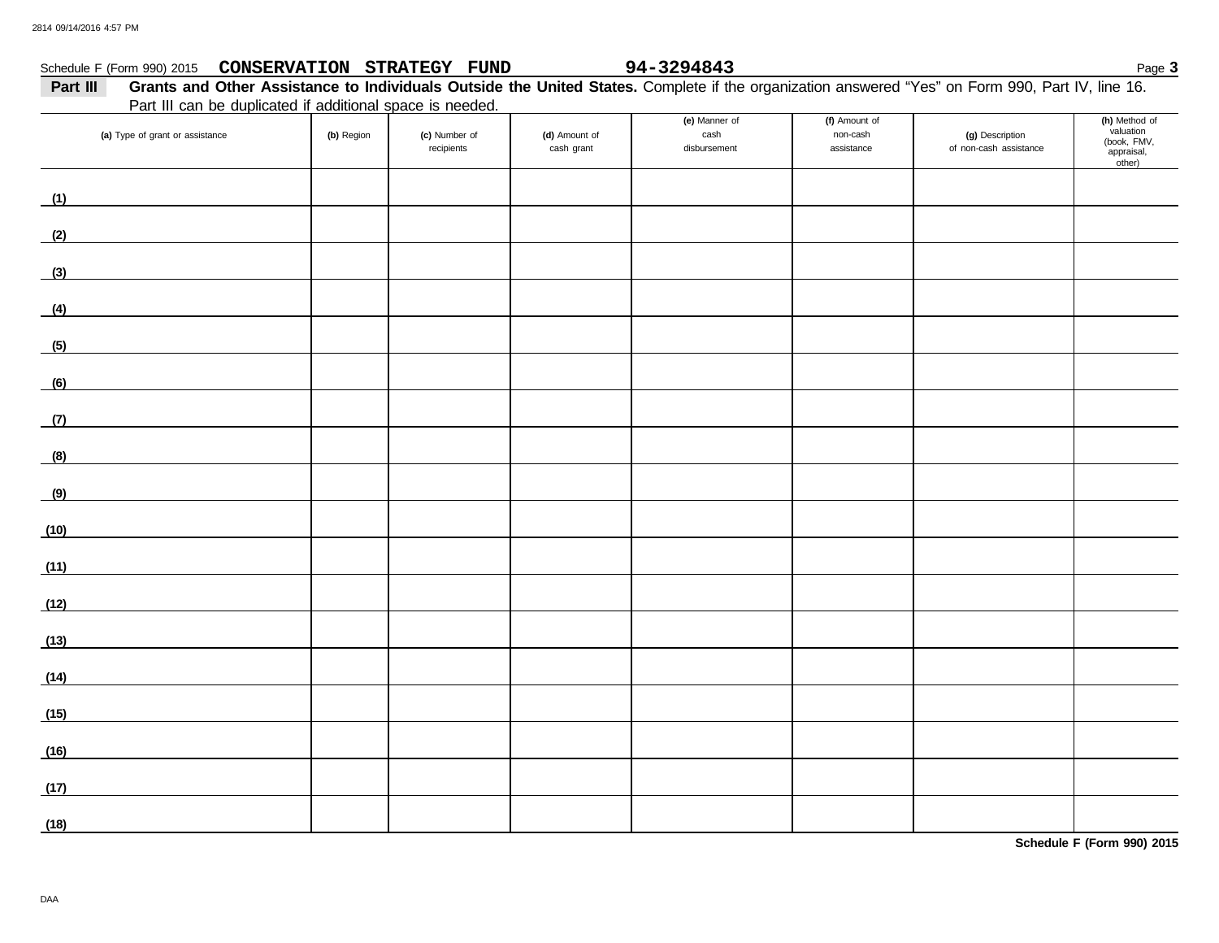Schedule F (Form 990) 2015 **CONSERVATION STRATEGY FUND** **94-3294843**

**Part III** **Grants and Other Assistance to Individuals Outside the United States.** Complete if the organization answered "Yes" on Form 990, Part IV, line 16. Part III can be duplicated if additional space is needed.

| (a) Type of grant or assistance | (b) Region | (c) Number of recipients | (d) Amount of cash grant | (e) Manner of cash disbursement | (f) Amount of non-cash assistance | (g) Description of non-cash assistance | (h) Method of valuation (book, FMV, appraisal, other) |
|---|---|---|---|---|---|---|---|
| (1) | | | | | | | |
| (2) | | | | | | | |
| (3) | | | | | | | |
| (4) | | | | | | | |
| (5) | | | | | | | |
| (6) | | | | | | | |
| (7) | | | | | | | |
| (8) | | | | | | | |
| (9) | | | | | | | |
| (10) | | | | | | | |
| (11) | | | | | | | |
| (12) | | | | | | | |
| (13) | | | | | | | |
| (14) | | | | | | | |
| (15) | | | | | | | |
| (16) | | | | | | | |
| (17) | | | | | | | |
| (18) | | | | | | | |

**Schedule F (Form 990) 2015**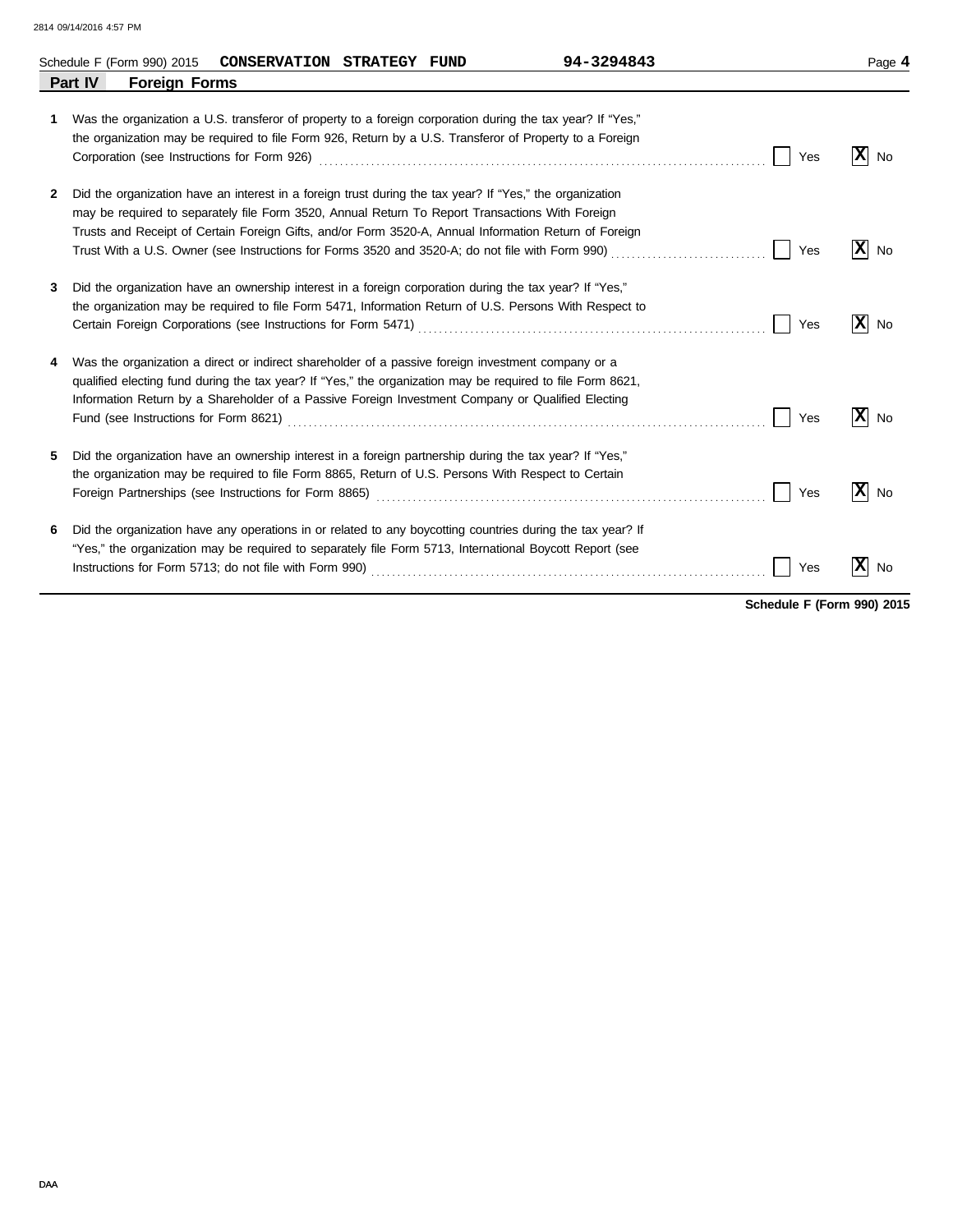Schedule F (Form 990) 2015 **CONSERVATION STRATEGY FUND** **94-3294843** Page **4**

## Part IV Foreign Forms

**1** Was the organization a U.S. transferor of property to a foreign corporation during the tax year? If "Yes," the organization may be required to file Form 926, Return by a U.S. Transferor of Property to a Foreign Corporation (see Instructions for Form 926) ☐ Yes ☒ No

**2** Did the organization have an interest in a foreign trust during the tax year? If "Yes," the organization may be required to separately file Form 3520, Annual Return To Report Transactions With Foreign Trusts and Receipt of Certain Foreign Gifts, and/or Form 3520-A, Annual Information Return of Foreign Trust With a U.S. Owner (see Instructions for Forms 3520 and 3520-A; do not file with Form 990) ☐ Yes ☒ No

**3** Did the organization have an ownership interest in a foreign corporation during the tax year? If "Yes," the organization may be required to file Form 5471, Information Return of U.S. Persons With Respect to Certain Foreign Corporations (see Instructions for Form 5471) ☐ Yes ☒ No

**4** Was the organization a direct or indirect shareholder of a passive foreign investment company or a qualified electing fund during the tax year? If "Yes," the organization may be required to file Form 8621, Information Return by a Shareholder of a Passive Foreign Investment Company or Qualified Electing Fund (see Instructions for Form 8621) ☐ Yes ☒ No

**5** Did the organization have an ownership interest in a foreign partnership during the tax year? If "Yes," the organization may be required to file Form 8865, Return of U.S. Persons With Respect to Certain Foreign Partnerships (see Instructions for Form 8865) ☐ Yes ☒ No

**6** Did the organization have any operations in or related to any boycotting countries during the tax year? If "Yes," the organization may be required to separately file Form 5713, International Boycott Report (see Instructions for Form 5713; do not file with Form 990) ☐ Yes ☒ No

**Schedule F (Form 990) 2015**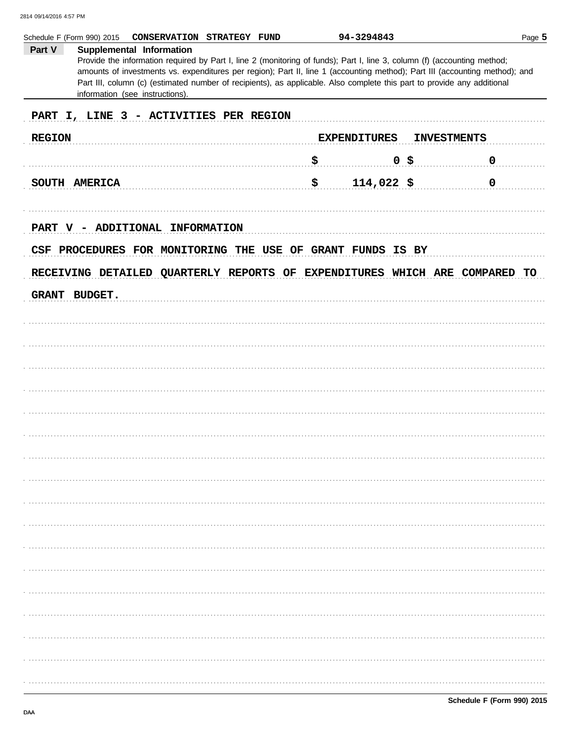Schedule F (Form 990) 2015 **CONSERVATION STRATEGY FUND** **94-3294843**

**Part V** **Supplemental Information**

Provide the information required by Part I, line 2 (monitoring of funds); Part I, line 3, column (f) (accounting method; amounts of investments vs. expenditures per region); Part II, line 1 (accounting method); Part III (accounting method); and Part III, column (c) (estimated number of recipients), as applicable. Also complete this part to provide any additional information (see instructions).

**PART I, LINE 3 - ACTIVITIES PER REGION**

| REGION | EXPENDITURES | INVESTMENTS |
|---|---|---|
| | $ 0 | $ 0 |
| SOUTH AMERICA | $ 114,022 | $ 0 |

**PART V - ADDITIONAL INFORMATION**

CSF PROCEDURES FOR MONITORING THE USE OF GRANT FUNDS IS BY RECEIVING DETAILED QUARTERLY REPORTS OF EXPENDITURES WHICH ARE COMPARED TO GRANT BUDGET.

**Schedule F (Form 990) 2015**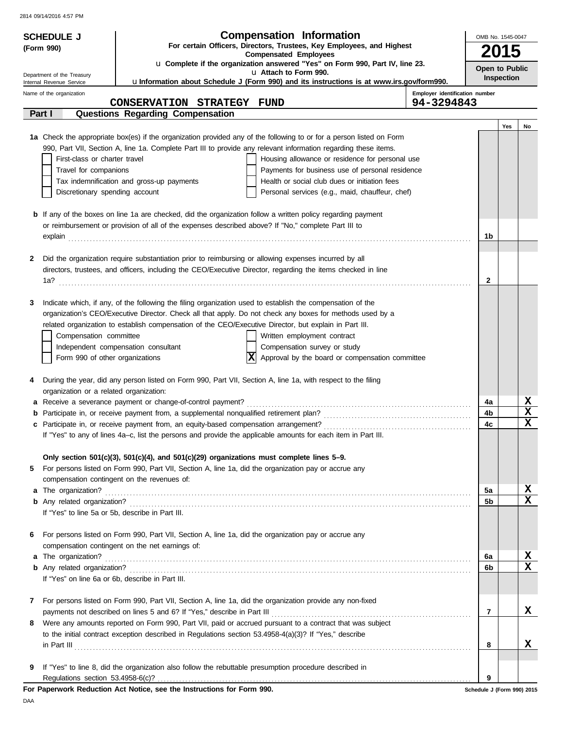2814 09/14/2016 4:57 PM

**SCHEDULE J**
**(Form 990)**

Department of the Treasury
Internal Revenue Service

# Compensation Information

**For certain Officers, Directors, Trustees, Key Employees, and Highest Compensated Employees**

u **Complete if the organization answered "Yes" on Form 990, Part IV, line 23.**
u **Attach to Form 990.**
u **Information about Schedule J (Form 990) and its instructions is at www.irs.gov/form990.**

OMB No. 1545-0047
**2015**
**Open to Public Inspection**

Name of the organization: **CONSERVATION STRATEGY FUND**
Employer identification number: **94-3294843**

## Part I Questions Regarding Compensation

| | | | Yes | No |
|---|---|---|---|---|
| **1a** | Check the appropriate box(es) if the organization provided any of the following to or for a person listed on Form 990, Part VII, Section A, line 1a. Complete Part III to provide any relevant information regarding these items.<br>☐ First-class or charter travel ☐ Housing allowance or residence for personal use<br>☐ Travel for companions ☐ Payments for business use of personal residence<br>☐ Tax indemnification and gross-up payments ☐ Health or social club dues or initiation fees<br>☐ Discretionary spending account ☐ Personal services (e.g., maid, chauffeur, chef) | | | |
| **b** | If any of the boxes on line 1a are checked, did the organization follow a written policy regarding payment or reimbursement or provision of all of the expenses described above? If "No," complete Part III to explain | 1b | | |
| **2** | Did the organization require substantiation prior to reimbursing or allowing expenses incurred by all directors, trustees, and officers, including the CEO/Executive Director, regarding the items checked in line 1a? | 2 | | |
| **3** | Indicate which, if any, of the following the filing organization used to establish the compensation of the organization's CEO/Executive Director. Check all that apply. Do not check any boxes for methods used by a related organization to establish compensation of the CEO/Executive Director, but explain in Part III.<br>☐ Compensation committee ☐ Written employment contract<br>☐ Independent compensation consultant ☐ Compensation survey or study<br>☐ Form 990 of other organizations ☒ Approval by the board or compensation committee | | | |
| **4** | During the year, did any person listed on Form 990, Part VII, Section A, line 1a, with respect to the filing organization or a related organization: | | | |
| **a** | Receive a severance payment or change-of-control payment? | 4a | | X |
| **b** | Participate in, or receive payment from, a supplemental nonqualified retirement plan? | 4b | | X |
| **c** | Participate in, or receive payment from, an equity-based compensation arrangement? | 4c | | X |
| | If "Yes" to any of lines 4a–c, list the persons and provide the applicable amounts for each item in Part III. | | | |
| | **Only section 501(c)(3), 501(c)(4), and 501(c)(29) organizations must complete lines 5–9.** | | | |
| **5** | For persons listed on Form 990, Part VII, Section A, line 1a, did the organization pay or accrue any compensation contingent on the revenues of: | | | |
| **a** | The organization? | 5a | | X |
| **b** | Any related organization? | 5b | | X |
| | If "Yes" to line 5a or 5b, describe in Part III. | | | |
| **6** | For persons listed on Form 990, Part VII, Section A, line 1a, did the organization pay or accrue any compensation contingent on the net earnings of: | | | |
| **a** | The organization? | 6a | | X |
| **b** | Any related organization? | 6b | | X |
| | If "Yes" on line 6a or 6b, describe in Part III. | | | |
| **7** | For persons listed on Form 990, Part VII, Section A, line 1a, did the organization provide any non-fixed payments not described on lines 5 and 6? If "Yes," describe in Part III | 7 | | X |
| **8** | Were any amounts reported on Form 990, Part VII, paid or accrued pursuant to a contract that was subject to the initial contract exception described in Regulations section 53.4958-4(a)(3)? If "Yes," describe in Part III | 8 | | X |
| **9** | If "Yes" to line 8, did the organization also follow the rebuttable presumption procedure described in Regulations section 53.4958-6(c)? | 9 | | |

**For Paperwork Reduction Act Notice, see the Instructions for Form 990.** Schedule J (Form 990) 2015

DAA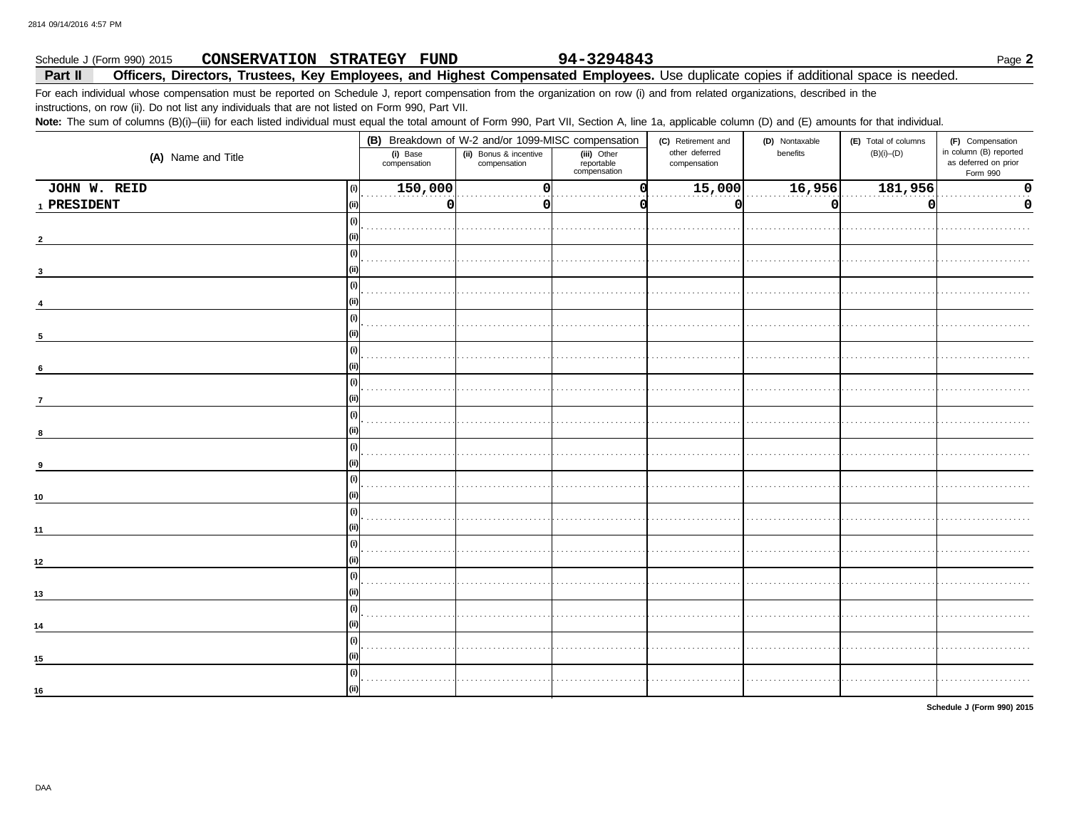Schedule J (Form 990) 2015 **CONSERVATION STRATEGY FUND** **94-3294843** Page **2**

**Part II** **Officers, Directors, Trustees, Key Employees, and Highest Compensated Employees.** Use duplicate copies if additional space is needed.

For each individual whose compensation must be reported on Schedule J, report compensation from the organization on row (i) and from related organizations, described in the instructions, on row (ii). Do not list any individuals that are not listed on Form 990, Part VII.

**Note:** The sum of columns (B)(i)–(iii) for each listed individual must equal the total amount of Form 990, Part VII, Section A, line 1a, applicable column (D) and (E) amounts for that individual.

| (A) Name and Title | | (B) Breakdown of W-2 and/or 1099-MISC compensation | | | (C) Retirement and other deferred compensation | (D) Nontaxable benefits | (E) Total of columns (B)(i)–(D) | (F) Compensation in column (B) reported as deferred on prior Form 990 |
|---|---|---|---|---|---|---|---|---|
| | | (i) Base compensation | (ii) Bonus & incentive compensation | (iii) Other reportable compensation | | | | |
| 1 JOHN W. REID | (i) | 150,000 | 0 | 0 | 15,000 | 16,956 | 181,956 | 0 |
| PRESIDENT | (ii) | 0 | 0 | 0 | 0 | 0 | 0 | 0 |
| 2 | (i) | | | | | | | |
| | (ii) | | | | | | | |
| 3 | (i) | | | | | | | |
| | (ii) | | | | | | | |
| 4 | (i) | | | | | | | |
| | (ii) | | | | | | | |
| 5 | (i) | | | | | | | |
| | (ii) | | | | | | | |
| 6 | (i) | | | | | | | |
| | (ii) | | | | | | | |
| 7 | (i) | | | | | | | |
| | (ii) | | | | | | | |
| 8 | (i) | | | | | | | |
| | (ii) | | | | | | | |
| 9 | (i) | | | | | | | |
| | (ii) | | | | | | | |
| 10 | (i) | | | | | | | |
| | (ii) | | | | | | | |
| 11 | (i) | | | | | | | |
| | (ii) | | | | | | | |
| 12 | (i) | | | | | | | |
| | (ii) | | | | | | | |
| 13 | (i) | | | | | | | |
| | (ii) | | | | | | | |
| 14 | (i) | | | | | | | |
| | (ii) | | | | | | | |
| 15 | (i) | | | | | | | |
| | (ii) | | | | | | | |
| 16 | (i) | | | | | | | |
| | (ii) | | | | | | | |

**Schedule J (Form 990) 2015**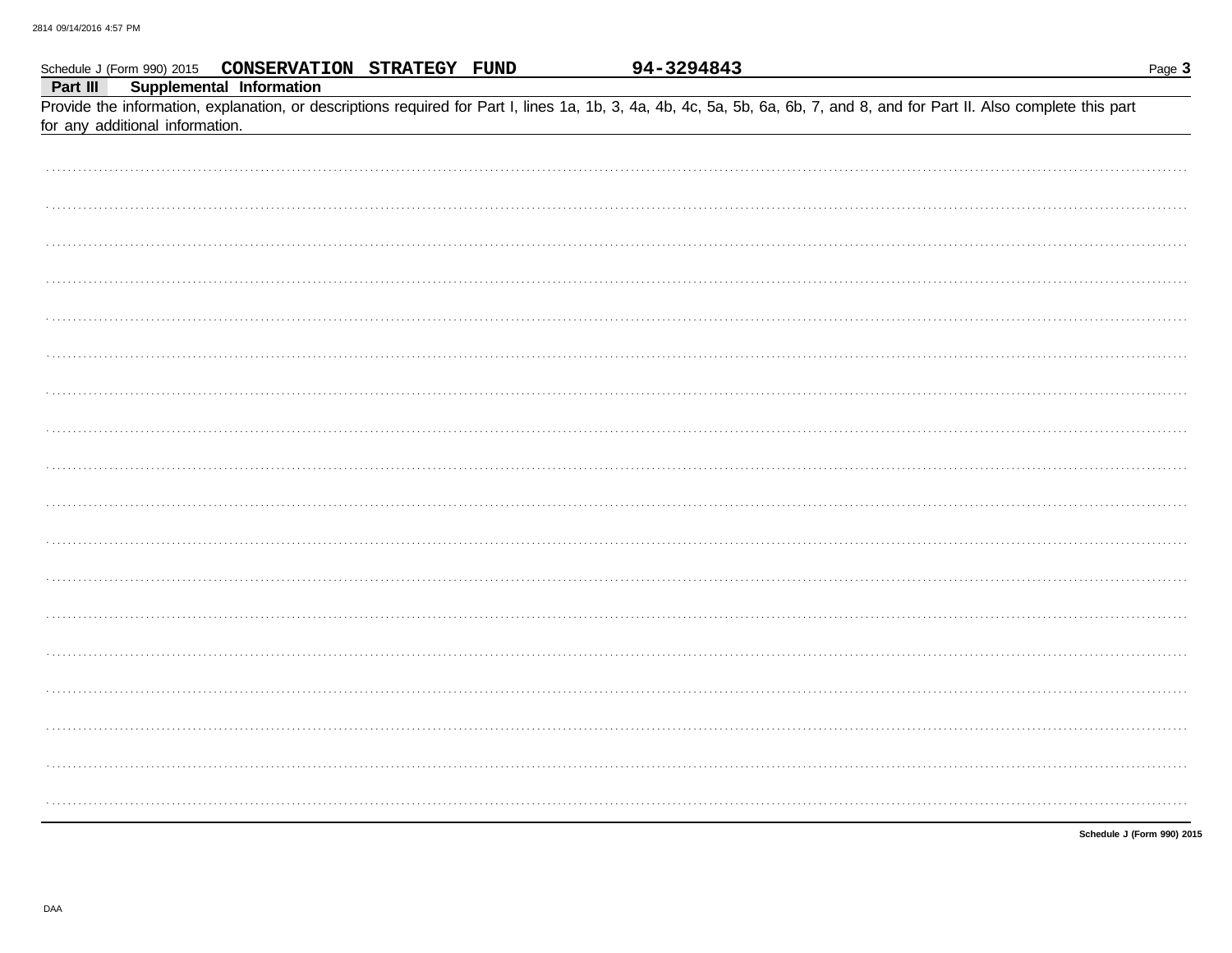Schedule J (Form 990) 2015 **CONSERVATION STRATEGY FUND** **94-3294843**

**Part III Supplemental Information**

Provide the information, explanation, or descriptions required for Part I, lines 1a, 1b, 3, 4a, 4b, 4c, 5a, 5b, 6a, 6b, 7, and 8, and for Part II. Also complete this part for any additional information.

**Schedule J (Form 990) 2015**

DAA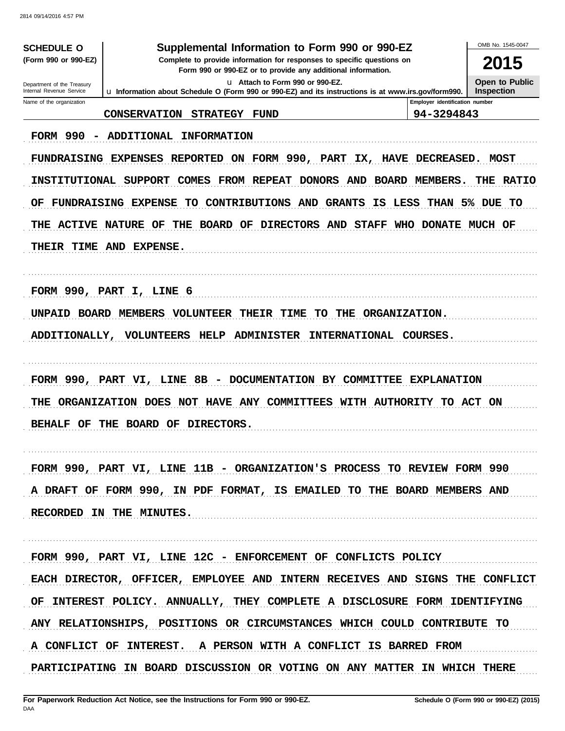**SCHEDULE O**
**(Form 990 or 990-EZ)**

Department of the Treasury
Internal Revenue Service

# Supplemental Information to Form 990 or 990-EZ

**Complete to provide information for responses to specific questions on Form 990 or 990-EZ or to provide any additional information.**

u Attach to Form 990 or 990-EZ.

u Information about Schedule O (Form 990 or 990-EZ) and its instructions is at www.irs.gov/form990.

OMB No. 1545-0047

**2015**

**Open to Public Inspection**

| Name of the organization | Employer identification number |
|---|---|
| CONSERVATION STRATEGY FUND | 94-3294843 |

FORM 990 - ADDITIONAL INFORMATION

FUNDRAISING EXPENSES REPORTED ON FORM 990, PART IX, HAVE DECREASED. MOST INSTITUTIONAL SUPPORT COMES FROM REPEAT DONORS AND BOARD MEMBERS. THE RATIO OF FUNDRAISING EXPENSE TO CONTRIBUTIONS AND GRANTS IS LESS THAN 5% DUE TO THE ACTIVE NATURE OF THE BOARD OF DIRECTORS AND STAFF WHO DONATE MUCH OF THEIR TIME AND EXPENSE.

FORM 990, PART I, LINE 6

UNPAID BOARD MEMBERS VOLUNTEER THEIR TIME TO THE ORGANIZATION. ADDITIONALLY, VOLUNTEERS HELP ADMINISTER INTERNATIONAL COURSES.

FORM 990, PART VI, LINE 8B - DOCUMENTATION BY COMMITTEE EXPLANATION

THE ORGANIZATION DOES NOT HAVE ANY COMMITTEES WITH AUTHORITY TO ACT ON BEHALF OF THE BOARD OF DIRECTORS.

FORM 990, PART VI, LINE 11B - ORGANIZATION'S PROCESS TO REVIEW FORM 990

A DRAFT OF FORM 990, IN PDF FORMAT, IS EMAILED TO THE BOARD MEMBERS AND RECORDED IN THE MINUTES.

FORM 990, PART VI, LINE 12C - ENFORCEMENT OF CONFLICTS POLICY

EACH DIRECTOR, OFFICER, EMPLOYEE AND INTERN RECEIVES AND SIGNS THE CONFLICT OF INTEREST POLICY. ANNUALLY, THEY COMPLETE A DISCLOSURE FORM IDENTIFYING ANY RELATIONSHIPS, POSITIONS OR CIRCUMSTANCES WHICH COULD CONTRIBUTE TO A CONFLICT OF INTEREST. A PERSON WITH A CONFLICT IS BARRED FROM PARTICIPATING IN BOARD DISCUSSION OR VOTING ON ANY MATTER IN WHICH THERE

**For Paperwork Reduction Act Notice, see the Instructions for Form 990 or 990-EZ.** **Schedule O (Form 990 or 990-EZ) (2015)**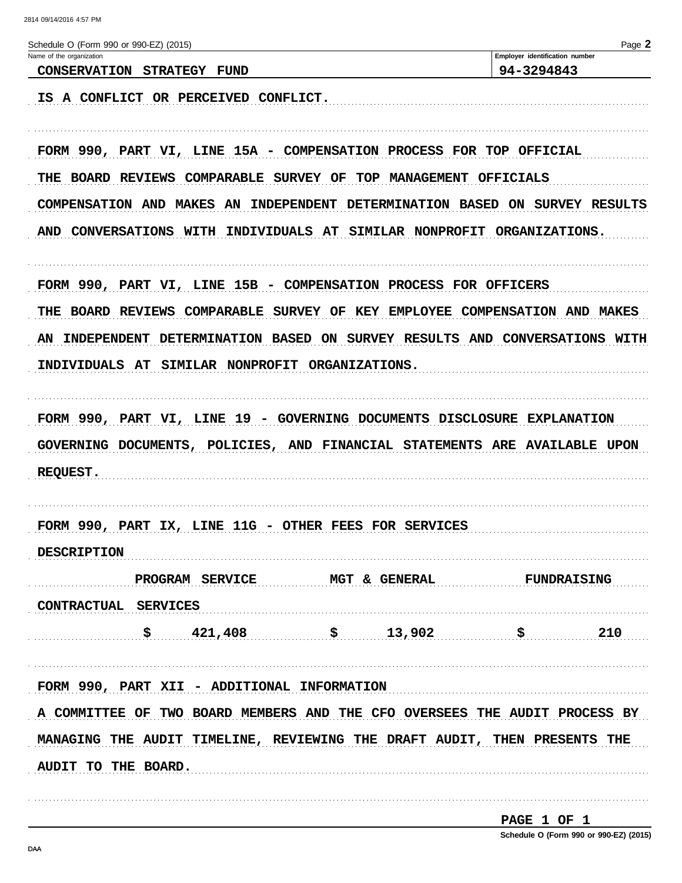Schedule O (Form 990 or 990-EZ) (2015)

Name of the organization: **CONSERVATION STRATEGY FUND**

Employer identification number: **94-3294843**

IS A CONFLICT OR PERCEIVED CONFLICT.

FORM 990, PART VI, LINE 15A - COMPENSATION PROCESS FOR TOP OFFICIAL

THE BOARD REVIEWS COMPARABLE SURVEY OF TOP MANAGEMENT OFFICIALS COMPENSATION AND MAKES AN INDEPENDENT DETERMINATION BASED ON SURVEY RESULTS AND CONVERSATIONS WITH INDIVIDUALS AT SIMILAR NONPROFIT ORGANIZATIONS.

FORM 990, PART VI, LINE 15B - COMPENSATION PROCESS FOR OFFICERS

THE BOARD REVIEWS COMPARABLE SURVEY OF KEY EMPLOYEE COMPENSATION AND MAKES AN INDEPENDENT DETERMINATION BASED ON SURVEY RESULTS AND CONVERSATIONS WITH INDIVIDUALS AT SIMILAR NONPROFIT ORGANIZATIONS.

FORM 990, PART VI, LINE 19 - GOVERNING DOCUMENTS DISCLOSURE EXPLANATION

GOVERNING DOCUMENTS, POLICIES, AND FINANCIAL STATEMENTS ARE AVAILABLE UPON REQUEST.

FORM 990, PART IX, LINE 11G - OTHER FEES FOR SERVICES

| DESCRIPTION | PROGRAM SERVICE | MGT & GENERAL | FUNDRAISING |
|---|---|---|---|
| CONTRACTUAL SERVICES | $ 421,408 | $ 13,902 | $ 210 |

FORM 990, PART XII - ADDITIONAL INFORMATION

A COMMITTEE OF TWO BOARD MEMBERS AND THE CFO OVERSEES THE AUDIT PROCESS BY MANAGING THE AUDIT TIMELINE, REVIEWING THE DRAFT AUDIT, THEN PRESENTS THE AUDIT TO THE BOARD.